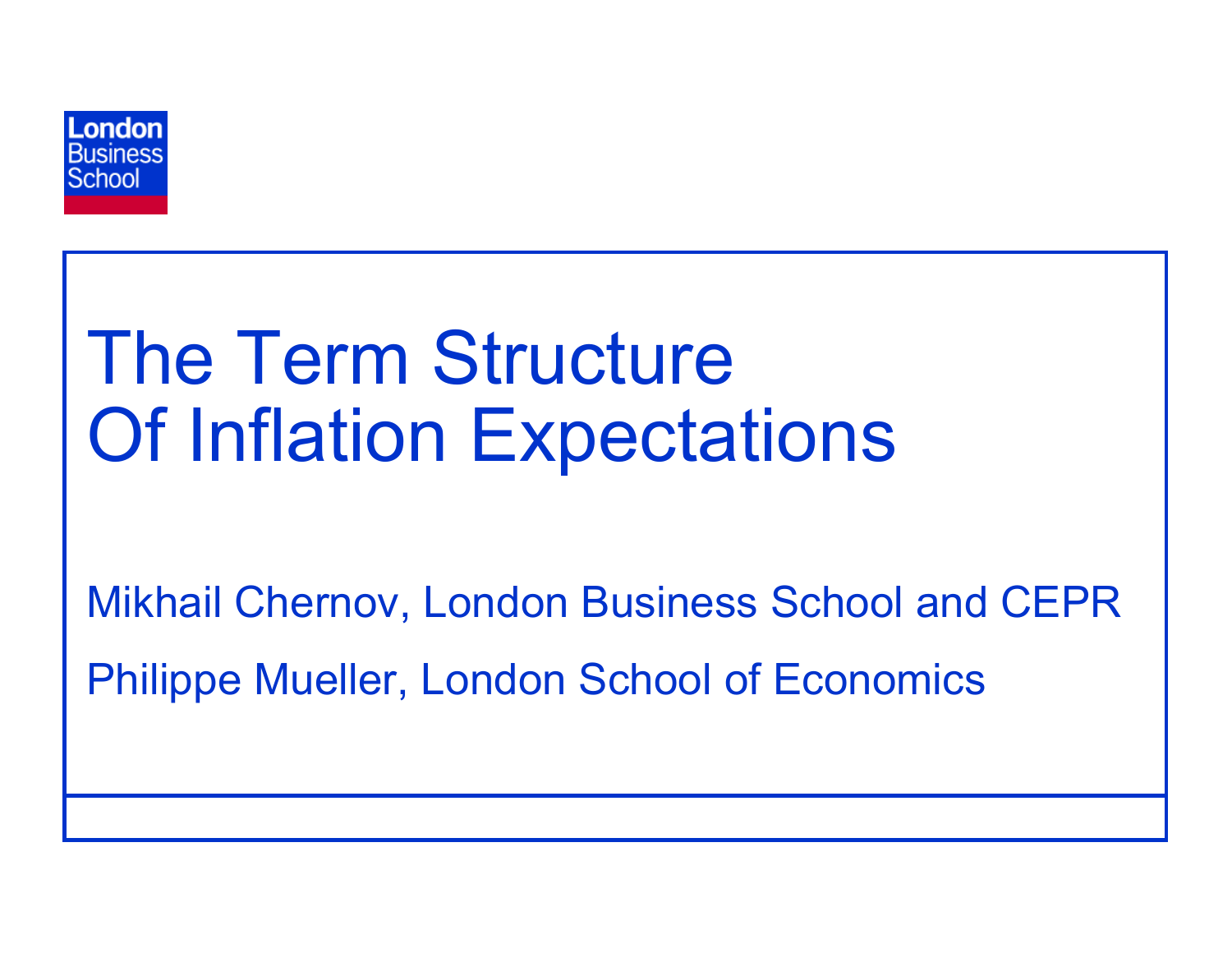London Business School

# The Term Structure Of Inflation Expectations

Mikhail Chernov, London Business School and CEPR

Philippe Mueller, London School of Economics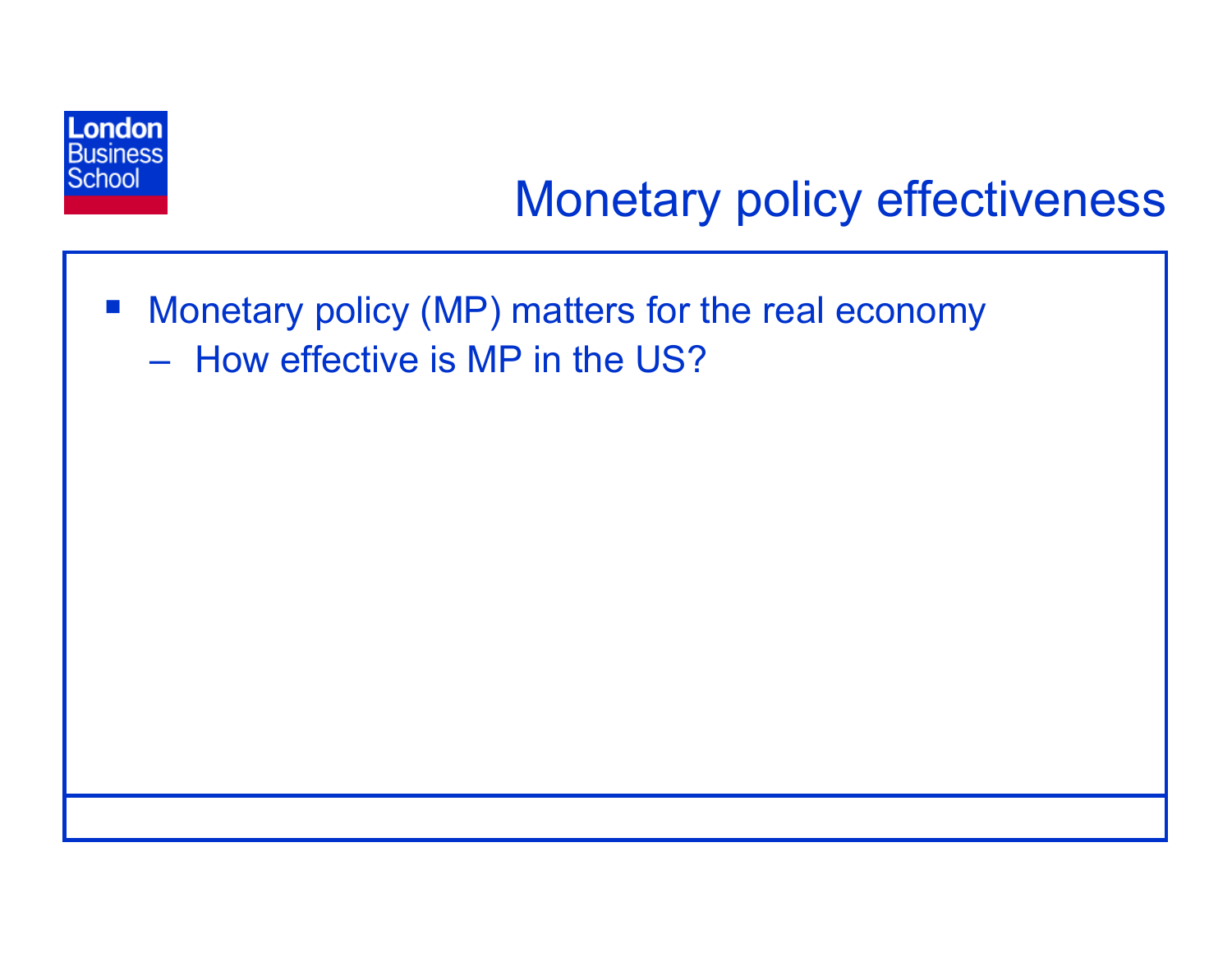# Monetary policy effectiveness

- Monetary policy (MP) matters for the real economy
  - How effective is MP in the US?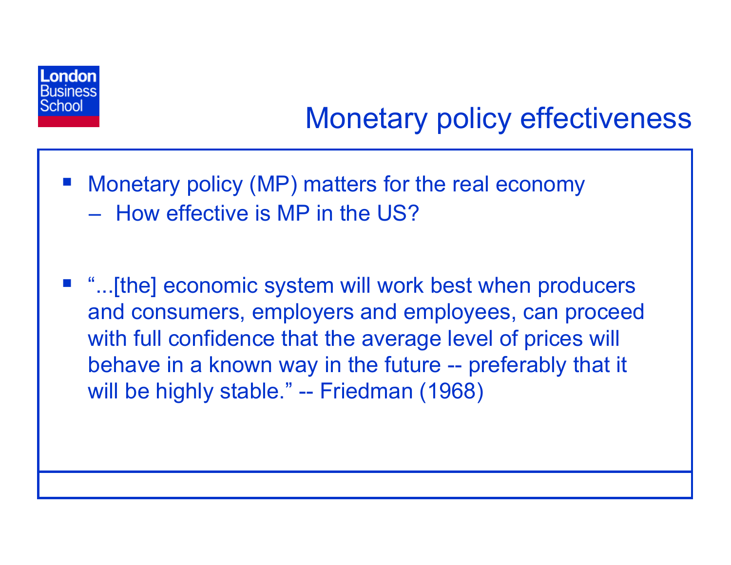# Monetary policy effectiveness

- Monetary policy (MP) matters for the real economy
  - How effective is MP in the US?

- "...[the] economic system will work best when producers and consumers, employers and employees, can proceed with full confidence that the average level of prices will behave in a known way in the future -- preferably that it will be highly stable." -- Friedman (1968)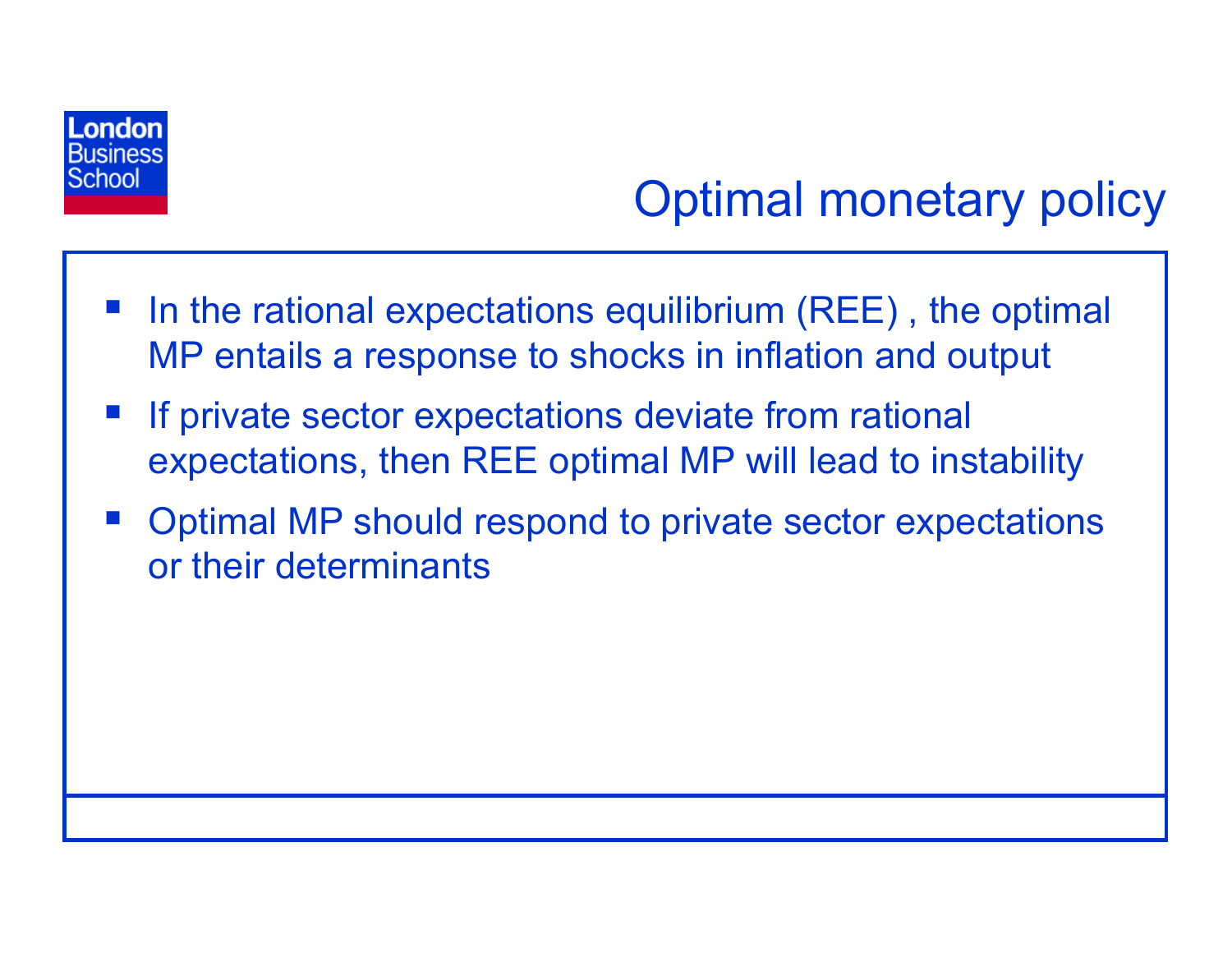# Optimal monetary policy

- In the rational expectations equilibrium (REE) , the optimal MP entails a response to shocks in inflation and output
- If private sector expectations deviate from rational expectations, then REE optimal MP will lead to instability
- Optimal MP should respond to private sector expectations or their determinants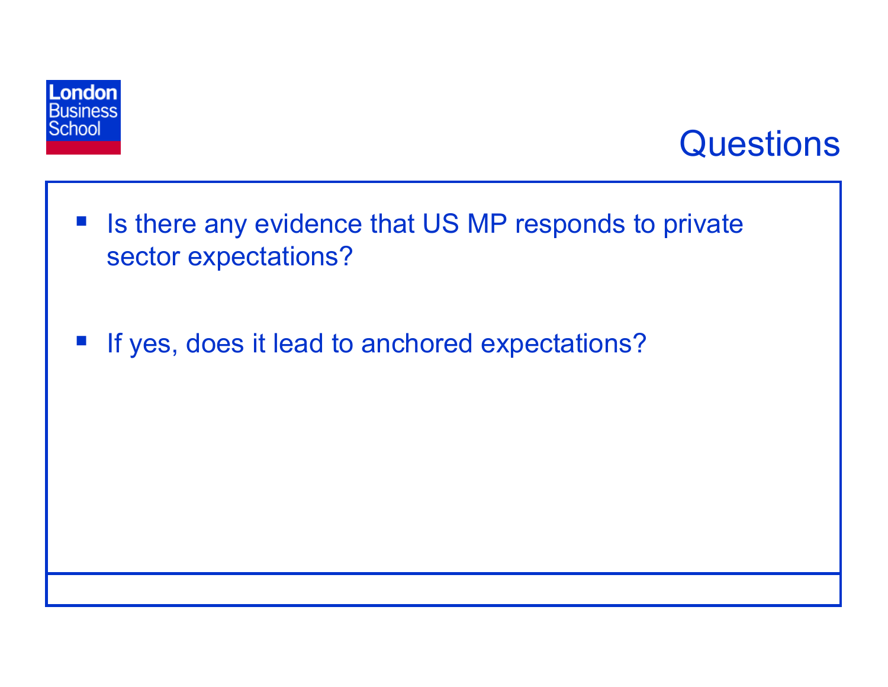# Questions

- Is there any evidence that US MP responds to private sector expectations?
- If yes, does it lead to anchored expectations?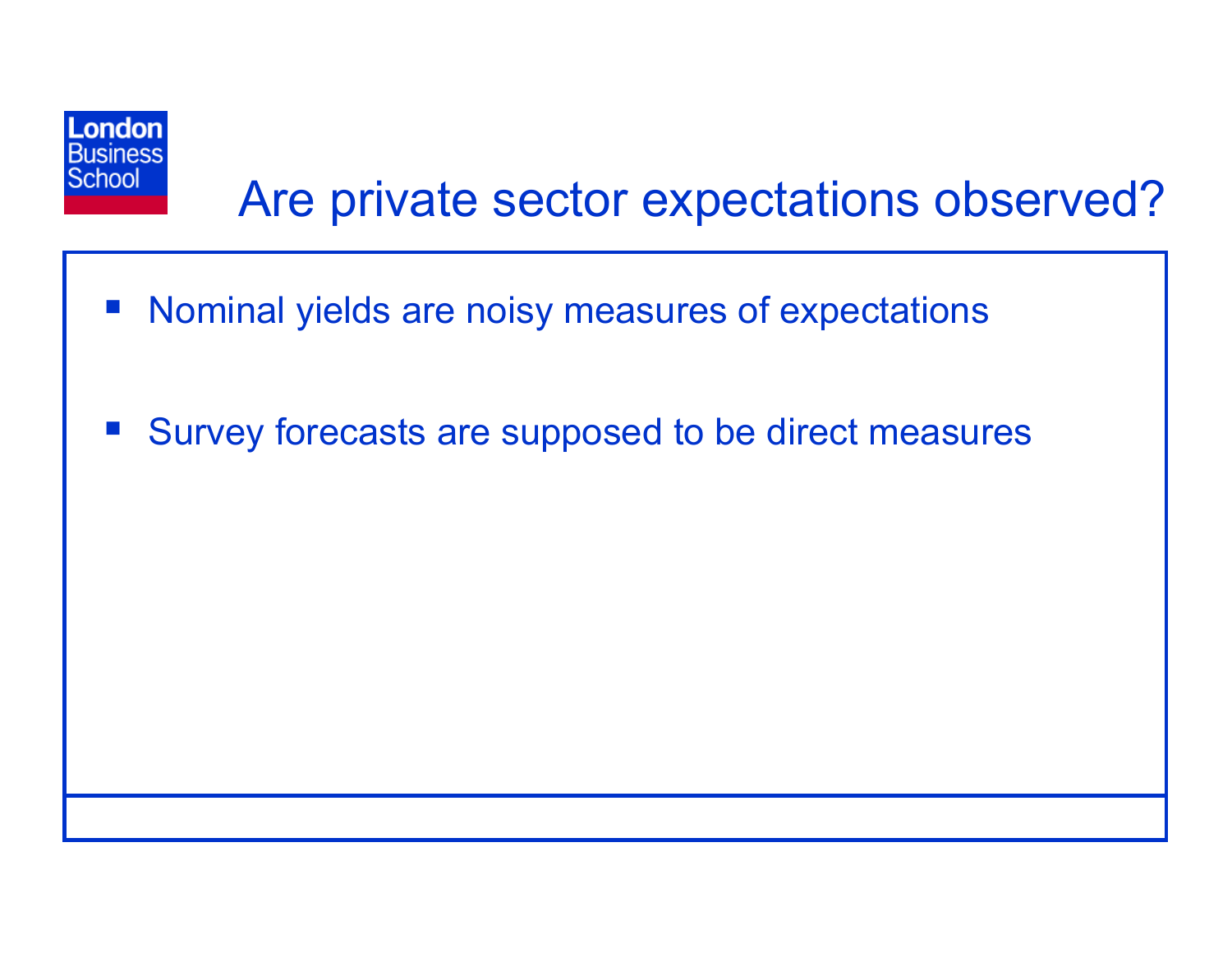# Are private sector expectations observed?

- Nominal yields are noisy measures of expectations
- Survey forecasts are supposed to be direct measures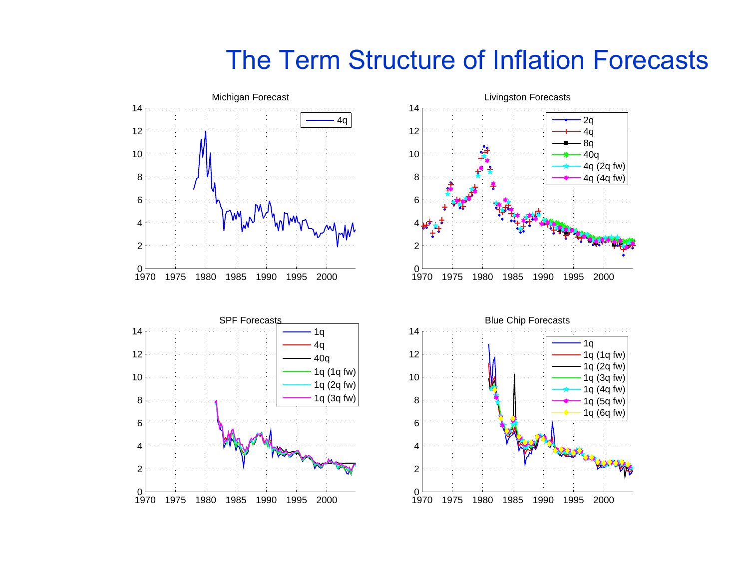# The Term Structure of Inflation Forecasts

Michigan Forecast

4q

14
12
10
8
6
4
2
0

1970 1975 1980 1985 1990 1995 2000

Livingston Forecasts

2q
4q
8q
40q
4q (2q fw)
4q (4q fw)

14
12
10
8
6
4
2
0

1970 1975 1980 1985 1990 1995 2000

SPF Forecasts

1q
4q
40q
1q (1q fw)
1q (2q fw)
1q (3q fw)

14
12
10
8
6
4
2
0

1970 1975 1980 1985 1990 1995 2000

Blue Chip Forecasts

1q
1q (1q fw)
1q (2q fw)
1q (3q fw)
1q (4q fw)
1q (5q fw)
1q (6q fw)

14
12
10
8
6
4
2
0

1970 1975 1980 1985 1990 1995 2000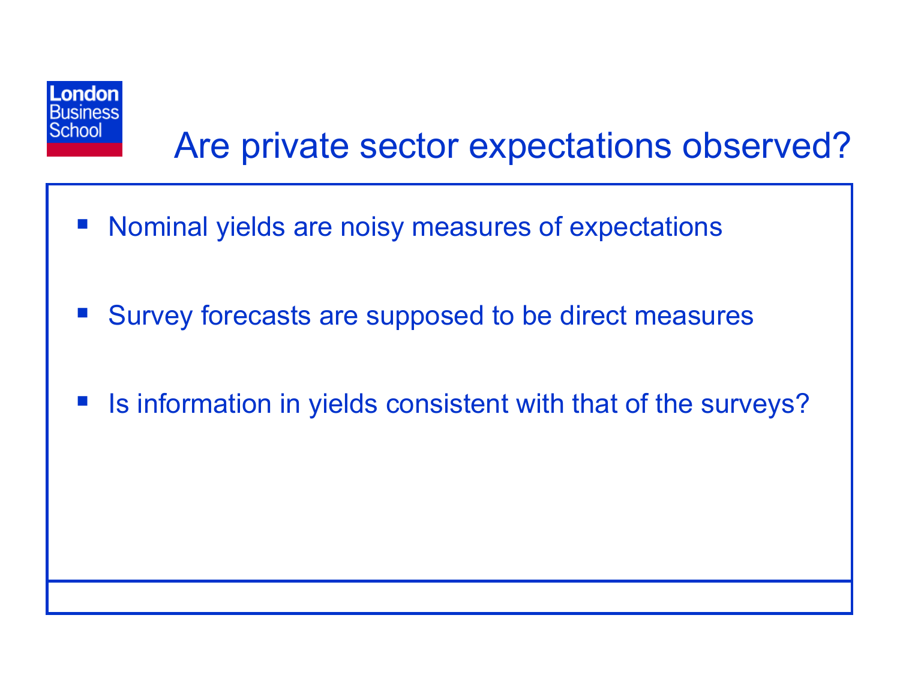# Are private sector expectations observed?

- Nominal yields are noisy measures of expectations
- Survey forecasts are supposed to be direct measures
- Is information in yields consistent with that of the surveys?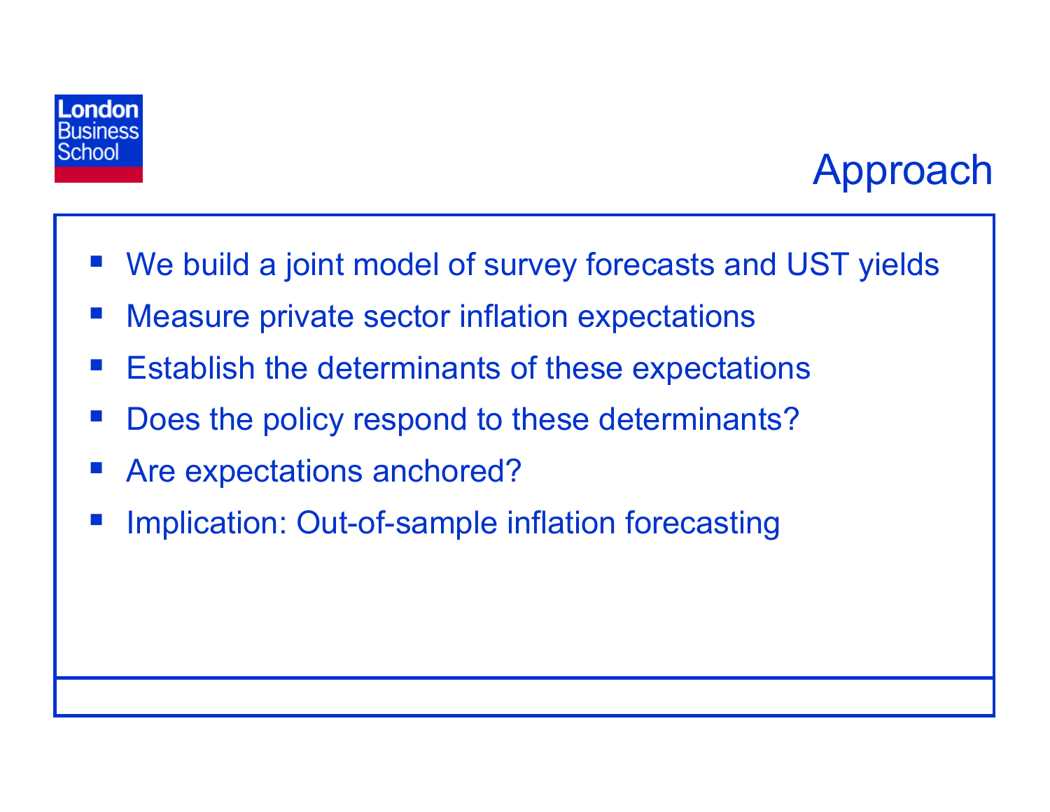# Approach

- We build a joint model of survey forecasts and UST yields
- Measure private sector inflation expectations
- Establish the determinants of these expectations
- Does the policy respond to these determinants?
- Are expectations anchored?
- Implication: Out-of-sample inflation forecasting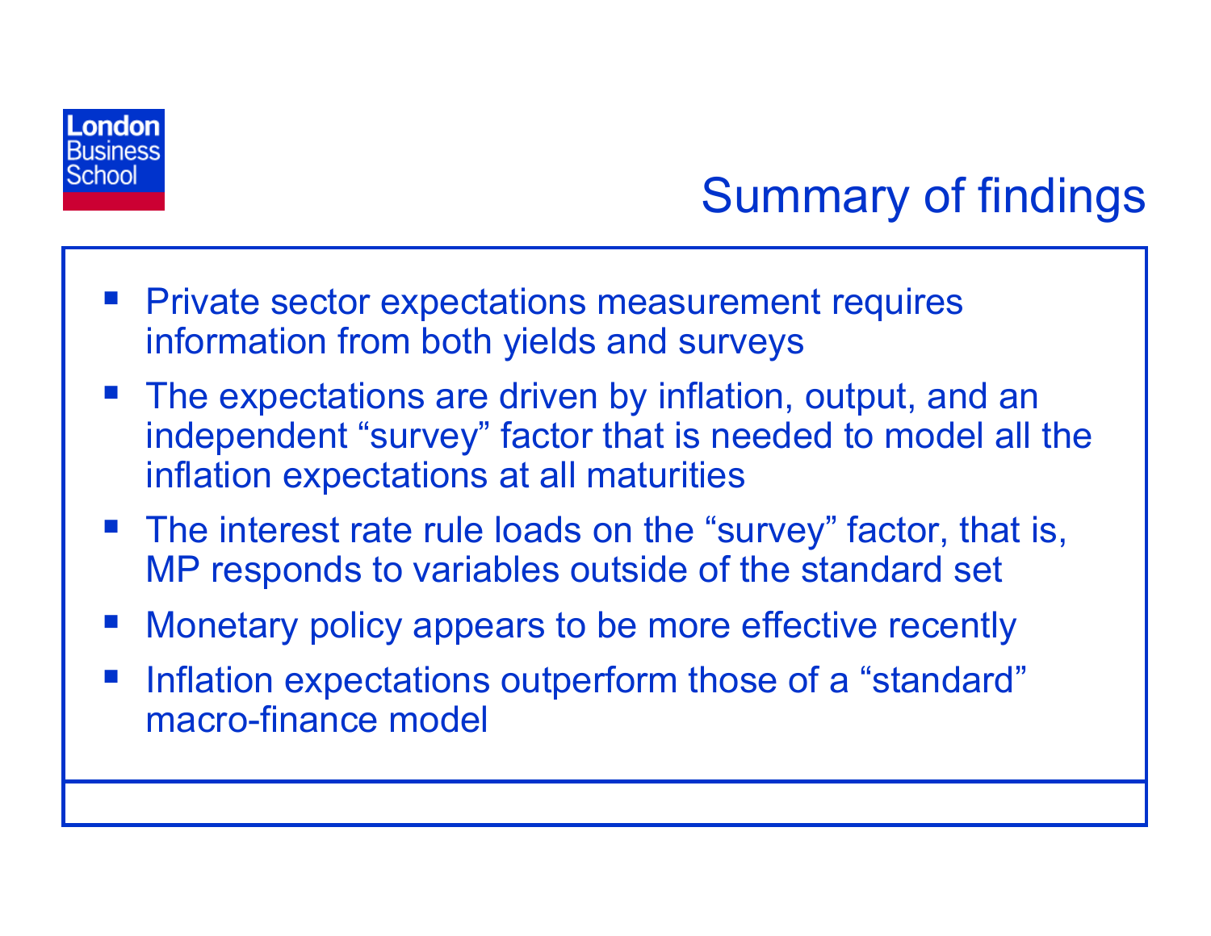# Summary of findings

- Private sector expectations measurement requires information from both yields and surveys
- The expectations are driven by inflation, output, and an independent "survey" factor that is needed to model all the inflation expectations at all maturities
- The interest rate rule loads on the "survey" factor, that is, MP responds to variables outside of the standard set
- Monetary policy appears to be more effective recently
- Inflation expectations outperform those of a "standard" macro-finance model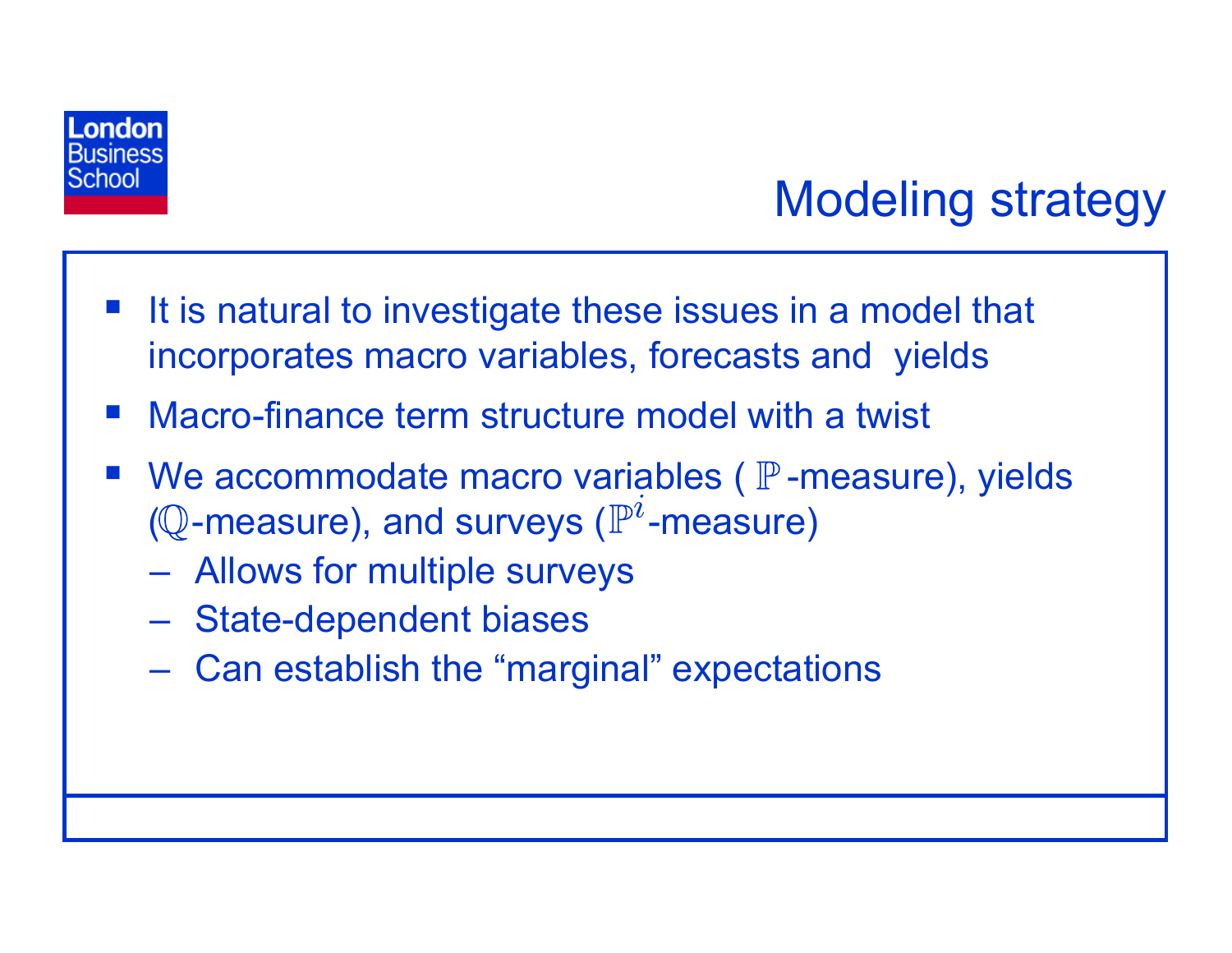# Modeling strategy

- It is natural to investigate these issues in a model that incorporates macro variables, forecasts and yields
- Macro-finance term structure model with a twist
- We accommodate macro variables ( $\mathbb{P}$ -measure), yields ($\mathbb{Q}$-measure), and surveys ($\mathbb{P}^i$-measure)
  - Allows for multiple surveys
  - State-dependent biases
  - Can establish the "marginal" expectations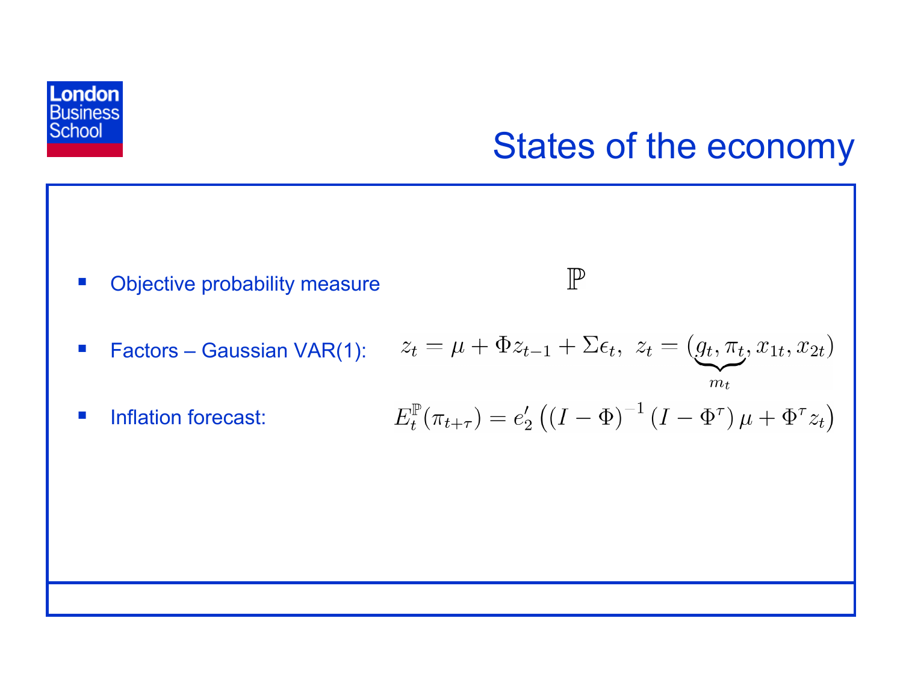# States of the economy

- Objective probability measure $\mathbb{P}$
- Factors – Gaussian VAR(1): $z_t = \mu + \Phi z_{t-1} + \Sigma \epsilon_t, \; z_t = (\underbrace{g_t, \pi_t}_{m_t}, x_{1t}, x_{2t})$
- Inflation forecast: $E_t^{\mathbb{P}}(\pi_{t+\tau}) = e_2' \left( (I - \Phi)^{-1} (I - \Phi^\tau) \mu + \Phi^\tau z_t \right)$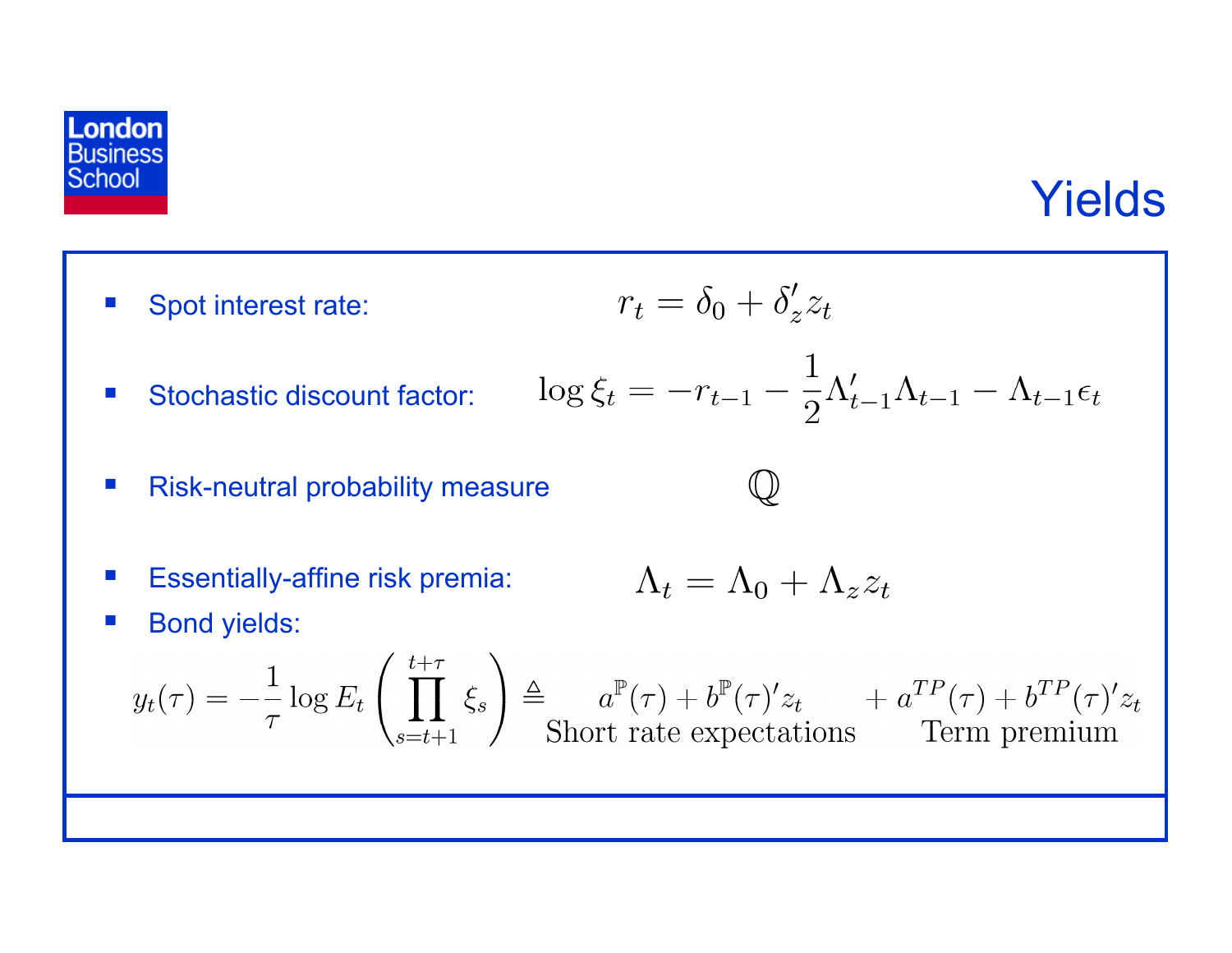# Yields

- Spot interest rate: $$r_t = \delta_0 + \delta_z' z_t$$
- Stochastic discount factor: $$\log \xi_t = -r_{t-1} - \frac{1}{2}\Lambda_{t-1}'\Lambda_{t-1} - \Lambda_{t-1}\epsilon_t$$
- Risk-neutral probability measure $$\mathbb{Q}$$
- Essentially-affine risk premia: $$\Lambda_t = \Lambda_0 + \Lambda_z z_t$$
- Bond yields:

$$y_t(\tau) = -\frac{1}{\tau}\log E_t\left(\prod_{s=t+1}^{t+\tau}\xi_s\right) \triangleq \underbrace{a^{\mathbb{P}}(\tau) + b^{\mathbb{P}}(\tau)'z_t}_{\text{Short rate expectations}} + \underbrace{a^{TP}(\tau) + b^{TP}(\tau)'z_t}_{\text{Term premium}}$$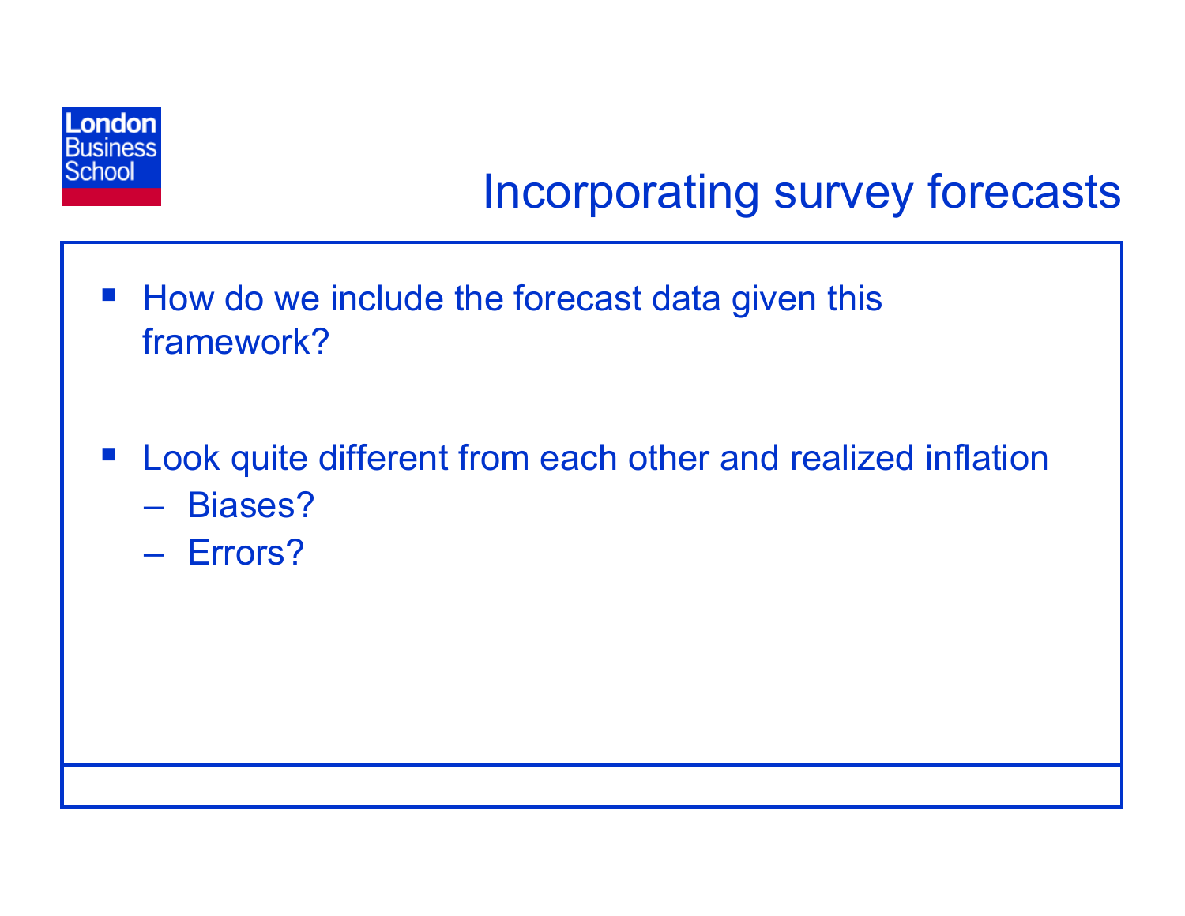# Incorporating survey forecasts

- How do we include the forecast data given this framework?
- Look quite different from each other and realized inflation
  - Biases?
  - Errors?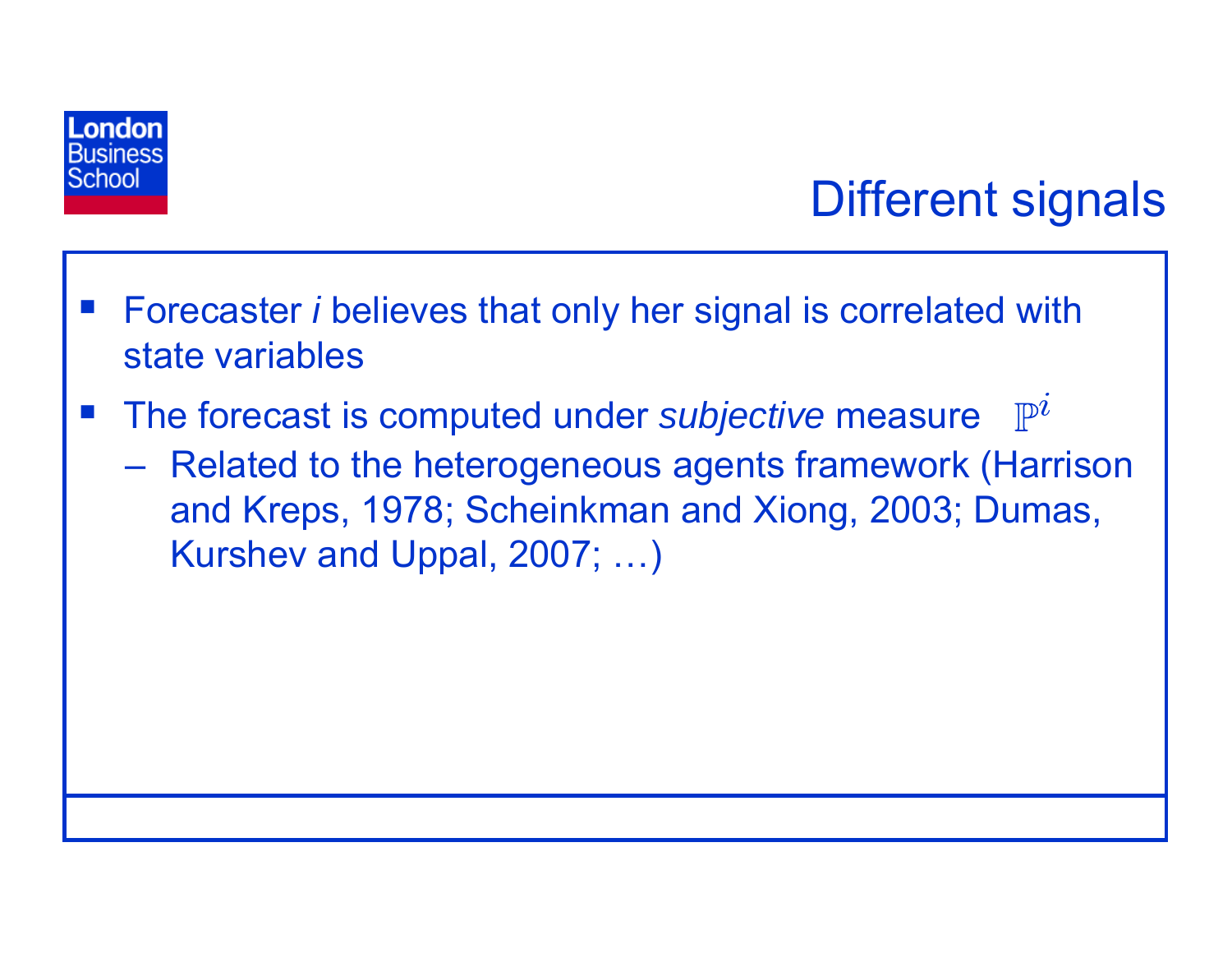# Different signals

- Forecaster *i* believes that only her signal is correlated with state variables
- The forecast is computed under *subjective* measure $\mathbb{P}^i$
  - Related to the heterogeneous agents framework (Harrison and Kreps, 1978; Scheinkman and Xiong, 2003; Dumas, Kurshev and Uppal, 2007; …)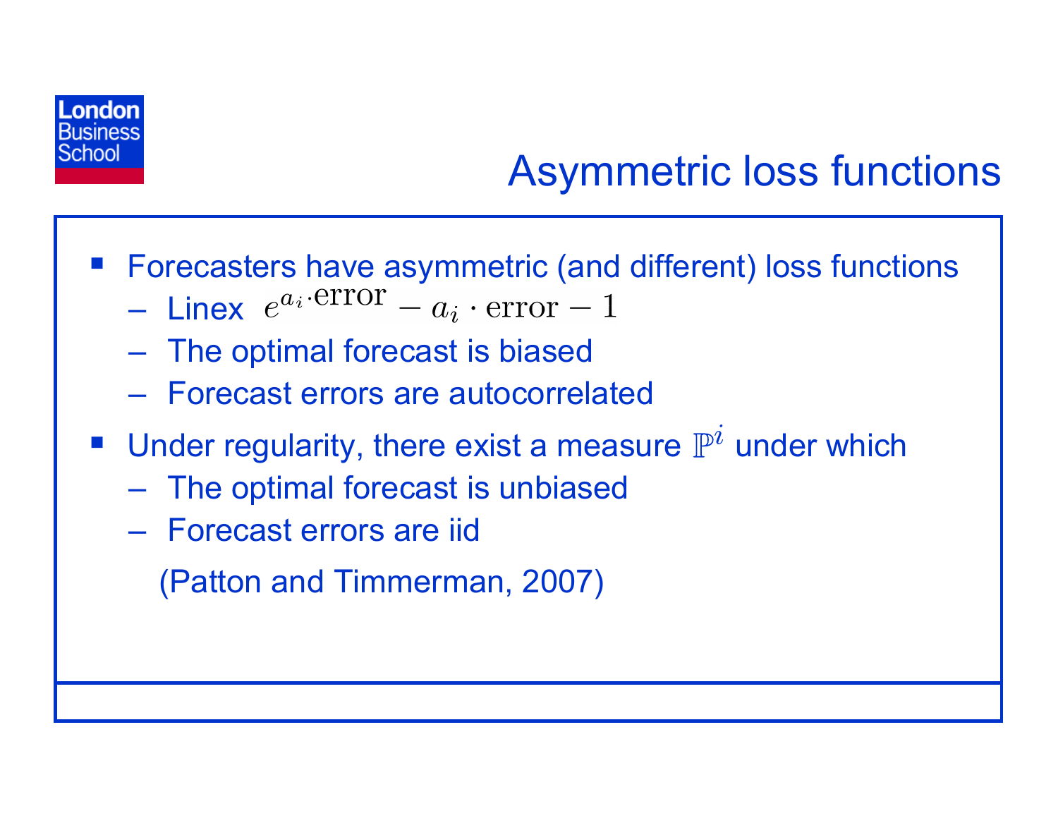# Asymmetric loss functions

- Forecasters have asymmetric (and different) loss functions
  - Linex $e^{a_i \cdot \text{error}} - a_i \cdot \text{error} - 1$
  - The optimal forecast is biased
  - Forecast errors are autocorrelated
- Under regularity, there exist a measure $\mathbb{P}^i$ under which
  - The optimal forecast is unbiased
  - Forecast errors are iid

  (Patton and Timmerman, 2007)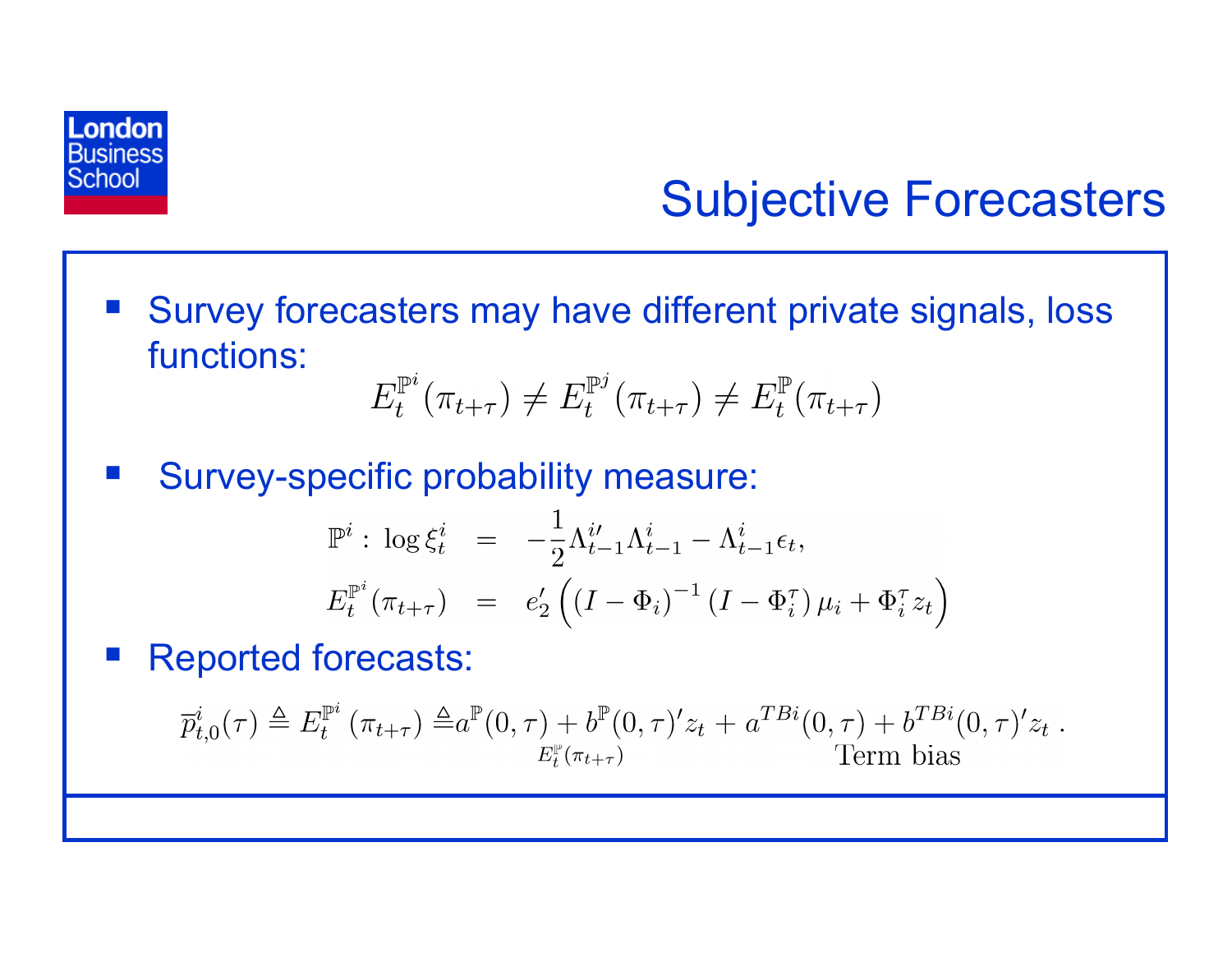# Subjective Forecasters

- Survey forecasters may have different private signals, loss functions:

$$E_t^{\mathbb{P}^i}(\pi_{t+\tau}) \neq E_t^{\mathbb{P}^j}(\pi_{t+\tau}) \neq E_t^{\mathbb{P}}(\pi_{t+\tau})$$

- Survey-specific probability measure:

$$\begin{aligned} \mathbb{P}^i : \, \log \xi_t^i &= -\frac{1}{2}\Lambda_{t-1}^{i\prime}\Lambda_{t-1}^i - \Lambda_{t-1}^i \epsilon_t, \\ E_t^{\mathbb{P}^i}(\pi_{t+\tau}) &= e_2' \left( (I - \Phi_i)^{-1} (I - \Phi_i^\tau) \mu_i + \Phi_i^\tau z_t \right) \end{aligned}$$

- Reported forecasts:

$$\overline{p}_{t,0}^i(\tau) \triangleq E_t^{\mathbb{P}^i}(\pi_{t+\tau}) \triangleq \underbrace{a^{\mathbb{P}}(0,\tau) + b^{\mathbb{P}}(0,\tau)' z_t}_{E_t^{\mathbb{P}}(\pi_{t+\tau})} + \underbrace{a^{TBi}(0,\tau) + b^{TBi}(0,\tau)' z_t}_{\text{Term bias}} \,.$$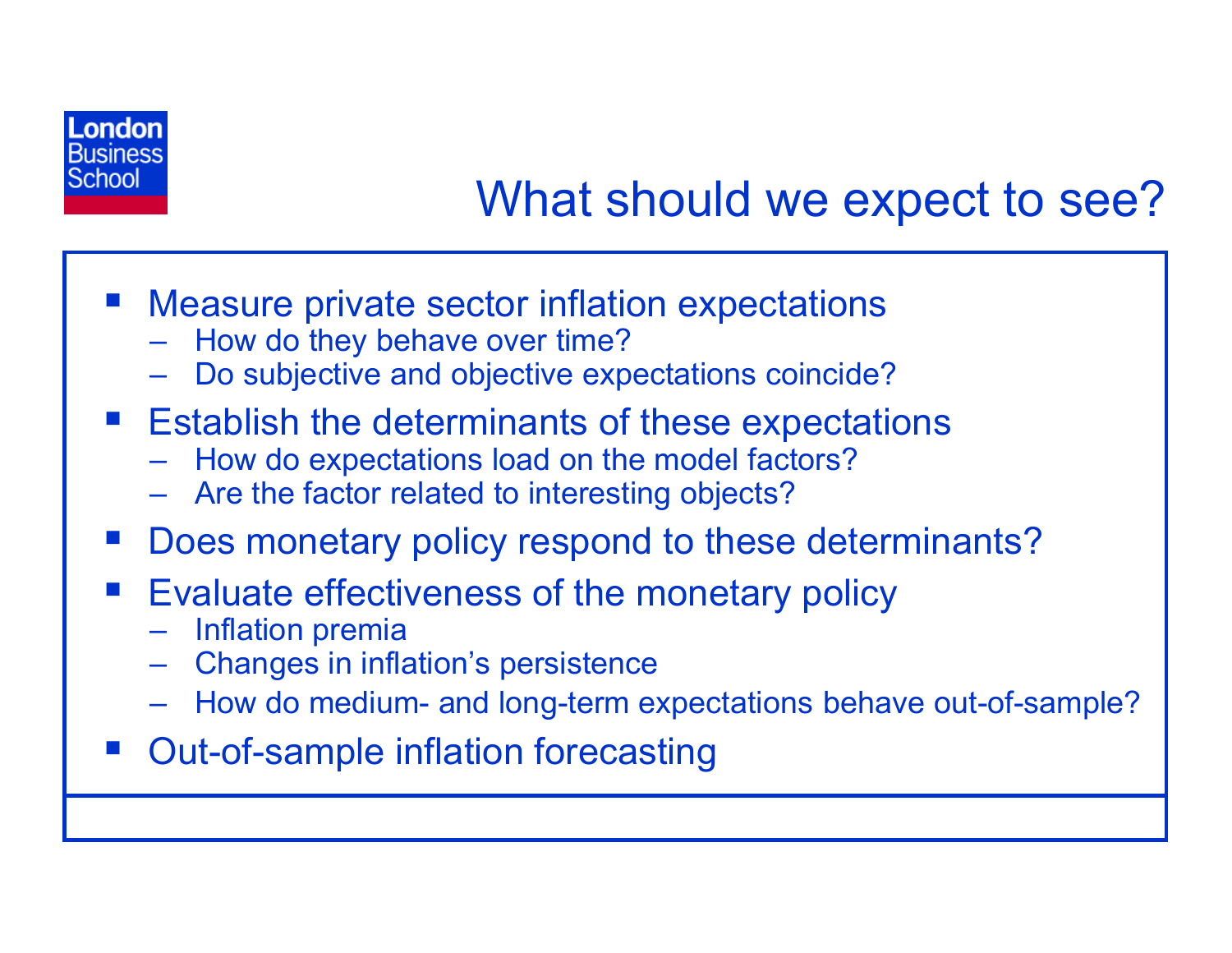# What should we expect to see?

- Measure private sector inflation expectations
  - How do they behave over time?
  - Do subjective and objective expectations coincide?
- Establish the determinants of these expectations
  - How do expectations load on the model factors?
  - Are the factor related to interesting objects?
- Does monetary policy respond to these determinants?
- Evaluate effectiveness of the monetary policy
  - Inflation premia
  - Changes in inflation's persistence
  - How do medium- and long-term expectations behave out-of-sample?
- Out-of-sample inflation forecasting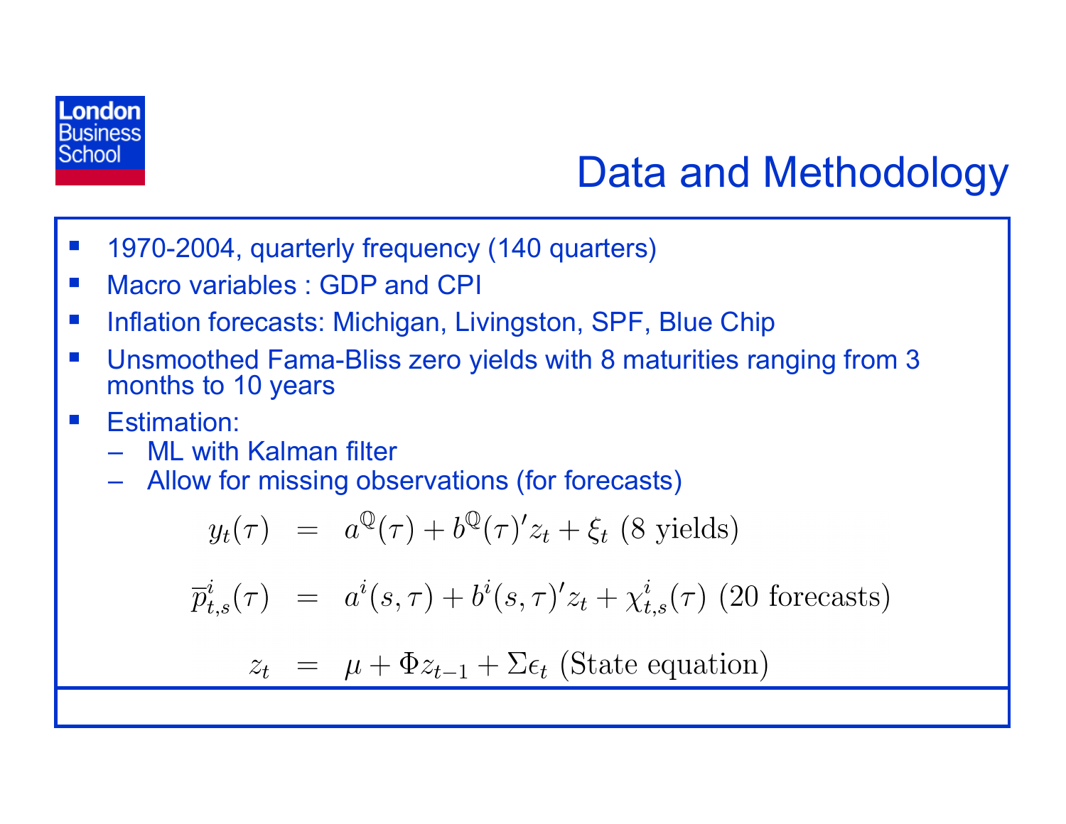# Data and Methodology

- 1970-2004, quarterly frequency (140 quarters)
- Macro variables : GDP and CPI
- Inflation forecasts: Michigan, Livingston, SPF, Blue Chip
- Unsmoothed Fama-Bliss zero yields with 8 maturities ranging from 3 months to 10 years
- Estimation:
  - ML with Kalman filter
  - Allow for missing observations (for forecasts)

$$
\begin{aligned}
y_t(\tau) &= a^{\mathbb{Q}}(\tau) + b^{\mathbb{Q}}(\tau)' z_t + \xi_t \text{ (8 yields)} \\
\overline{p}^i_{t,s}(\tau) &= a^i(s,\tau) + b^i(s,\tau)' z_t + \chi^i_{t,s}(\tau) \text{ (20 forecasts)} \\
z_t &= \mu + \Phi z_{t-1} + \Sigma \epsilon_t \text{ (State equation)}
\end{aligned}
$$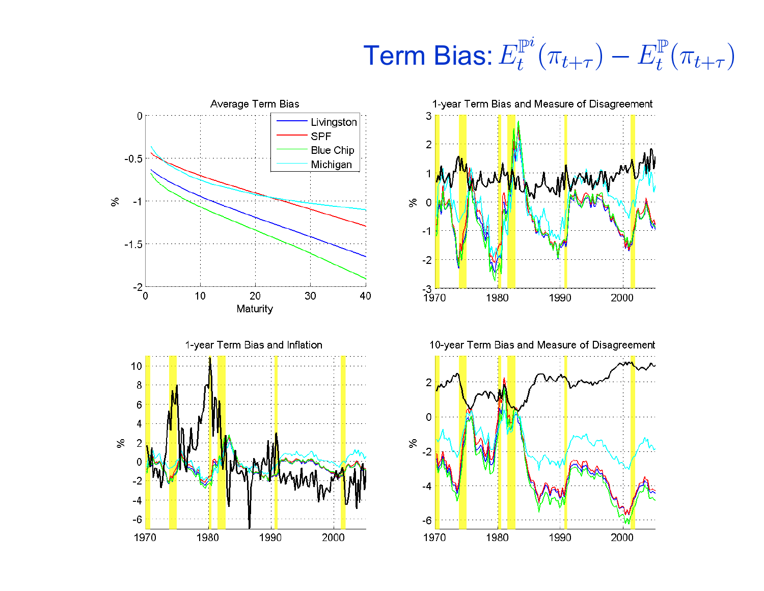# Term Bias: $E_t^{\mathbb{P}^i}(\pi_{t+\tau}) - E_t^{\mathbb{P}}(\pi_{t+\tau})$

Average Term Bias

Livingston
SPF
Blue Chip
Michigan

%

Maturity

0
-0.5
-1
-1.5
-2

0 10 20 30 40

1-year Term Bias and Measure of Disagreement

%

3
2
1
0
-1
-2
-3

1970 1980 1990 2000

1-year Term Bias and Inflation

%

10
8
6
4
2
0
-2
-4
-6

1970 1980 1990 2000

10-year Term Bias and Measure of Disagreement

%

2
0
-2
-4
-6

1970 1980 1990 2000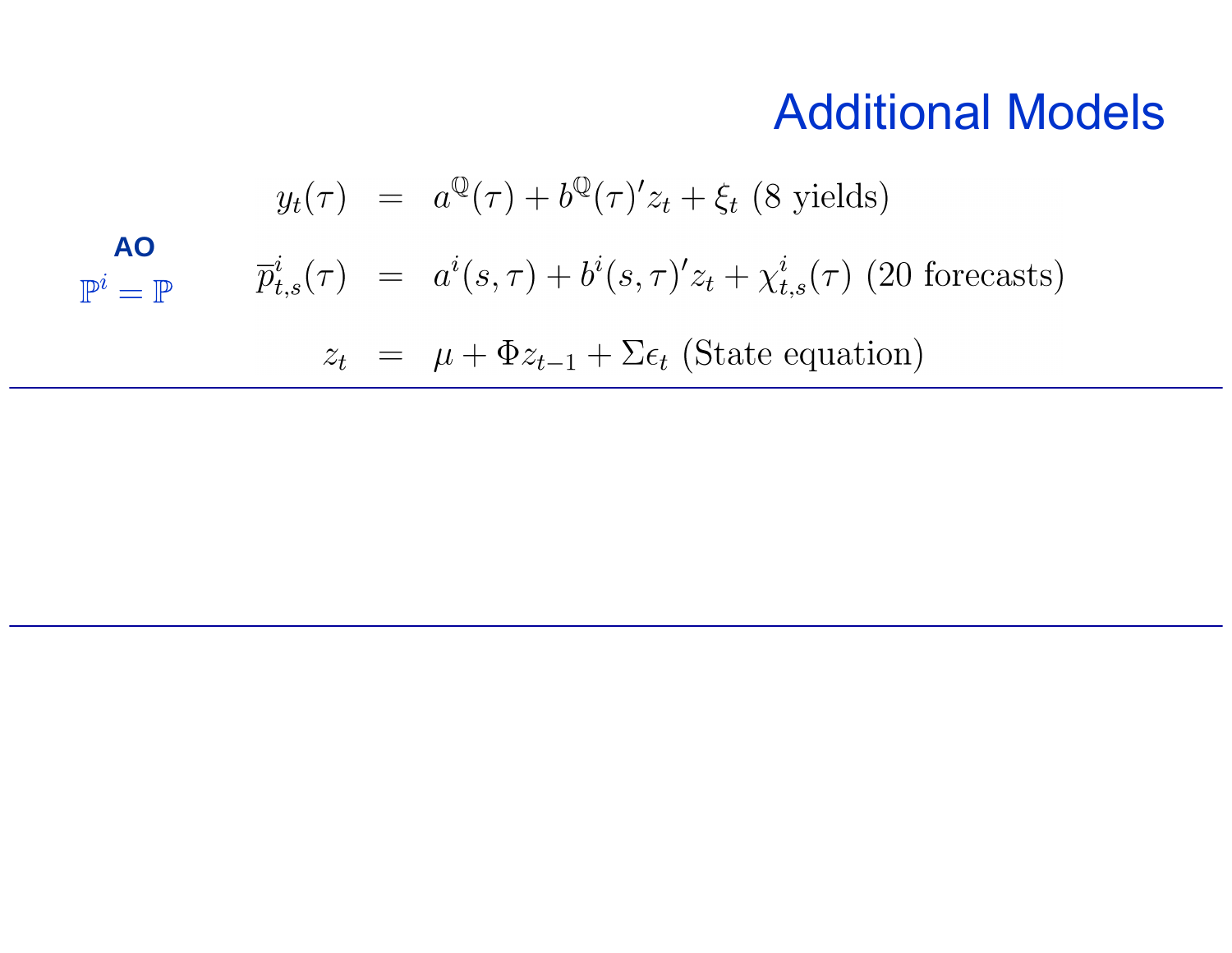# Additional Models

**AO**

$\mathbb{P}^i = \mathbb{P}$

$$
\begin{aligned}
y_t(\tau) &= a^{\mathbb{Q}}(\tau) + b^{\mathbb{Q}}(\tau)' z_t + \xi_t \text{ (8 yields)} \\
\overline{p}^i_{t,s}(\tau) &= a^i(s,\tau) + b^i(s,\tau)' z_t + \chi^i_{t,s}(\tau) \text{ (20 forecasts)} \\
z_t &= \mu + \Phi z_{t-1} + \Sigma \epsilon_t \text{ (State equation)}
\end{aligned}
$$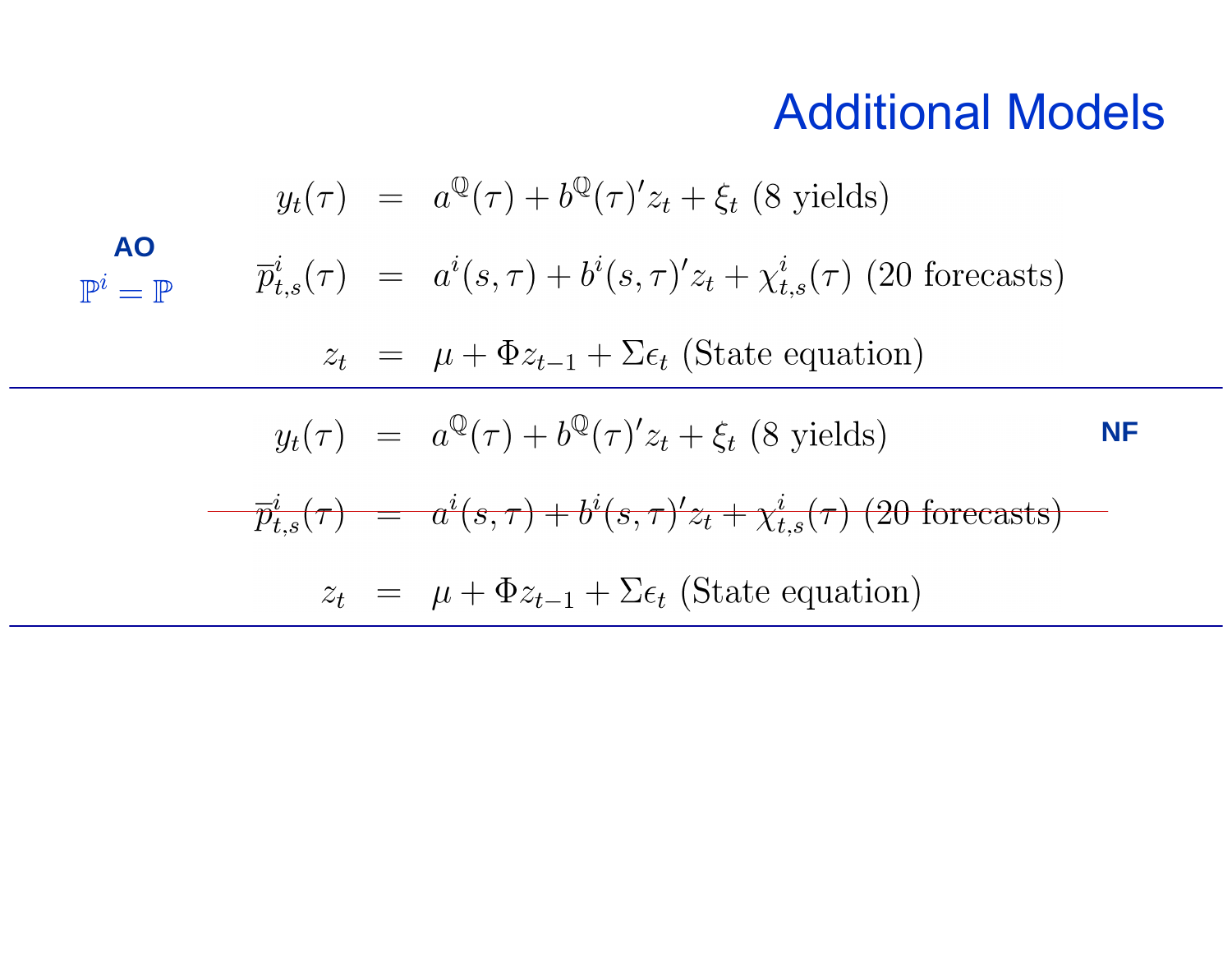# Additional Models

**AO**

$\mathbb{P}^i = \mathbb{P}$

$$
\begin{aligned}
y_t(\tau) &= a^{\mathbb{Q}}(\tau) + b^{\mathbb{Q}}(\tau)' z_t + \xi_t \text{ (8 yields)} \\
\overline{p}^i_{t,s}(\tau) &= a^i(s,\tau) + b^i(s,\tau)' z_t + \chi^i_{t,s}(\tau) \text{ (20 forecasts)} \\
z_t &= \mu + \Phi z_{t-1} + \Sigma \epsilon_t \text{ (State equation)}
\end{aligned}
$$

---

**NF**

$$
\begin{aligned}
y_t(\tau) &= a^{\mathbb{Q}}(\tau) + b^{\mathbb{Q}}(\tau)' z_t + \xi_t \text{ (8 yields)} \\
\end{aligned}
$$

~~$\overline{p}^i_{t,s}(\tau) = a^i(s,\tau) + b^i(s,\tau)' z_t + \chi^i_{t,s}(\tau)$ (20 forecasts)~~

$$
z_t = \mu + \Phi z_{t-1} + \Sigma \epsilon_t \text{ (State equation)}
$$

---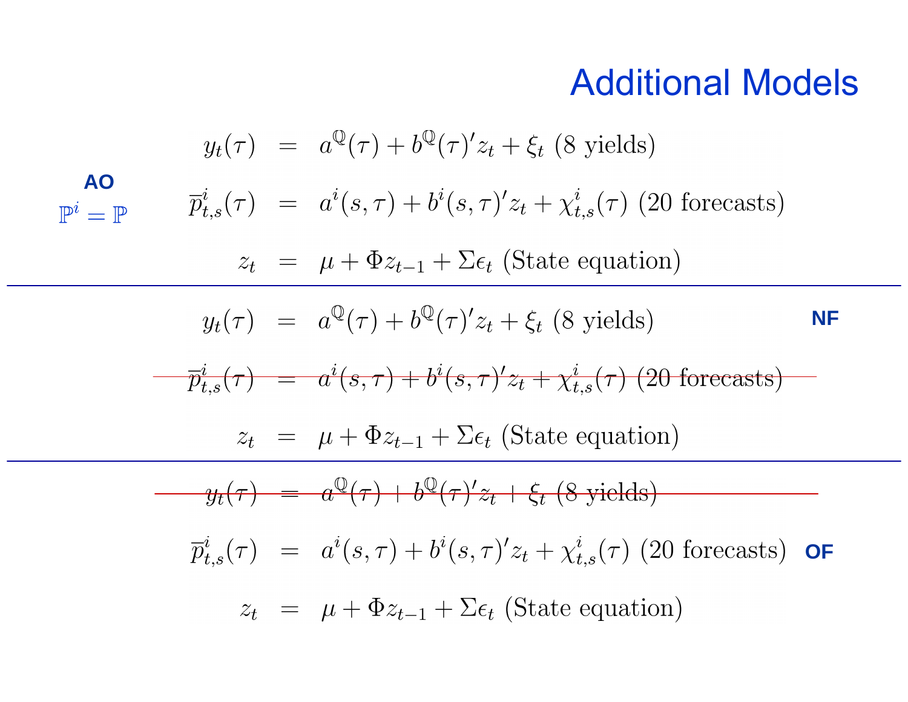# Additional Models

**AO**

$\mathbb{P}^i = \mathbb{P}$

$$
\begin{aligned}
y_t(\tau) &= a^{\mathbb{Q}}(\tau) + b^{\mathbb{Q}}(\tau)' z_t + \xi_t \text{ (8 yields)} \\
\overline{p}^i_{t,s}(\tau) &= a^i(s,\tau) + b^i(s,\tau)' z_t + \chi^i_{t,s}(\tau) \text{ (20 forecasts)} \\
z_t &= \mu + \Phi z_{t-1} + \Sigma \epsilon_t \text{ (State equation)}
\end{aligned}
$$

---

**NF**

$$
\begin{aligned}
y_t(\tau) &= a^{\mathbb{Q}}(\tau) + b^{\mathbb{Q}}(\tau)' z_t + \xi_t \text{ (8 yields)} \\
\overline{p}^i_{t,s}(\tau) &= a^i(s,\tau) + b^i(s,\tau)' z_t + \chi^i_{t,s}(\tau) \text{ (20 forecasts)} \quad \text{[struck out]} \\
z_t &= \mu + \Phi z_{t-1} + \Sigma \epsilon_t \text{ (State equation)}
\end{aligned}
$$

---

**OF**

$$
\begin{aligned}
y_t(\tau) &= a^{\mathbb{Q}}(\tau) + b^{\mathbb{Q}}(\tau)' z_t + \xi_t \text{ (8 yields)} \quad \text{[struck out]} \\
\overline{p}^i_{t,s}(\tau) &= a^i(s,\tau) + b^i(s,\tau)' z_t + \chi^i_{t,s}(\tau) \text{ (20 forecasts)} \\
z_t &= \mu + \Phi z_{t-1} + \Sigma \epsilon_t \text{ (State equation)}
\end{aligned}
$$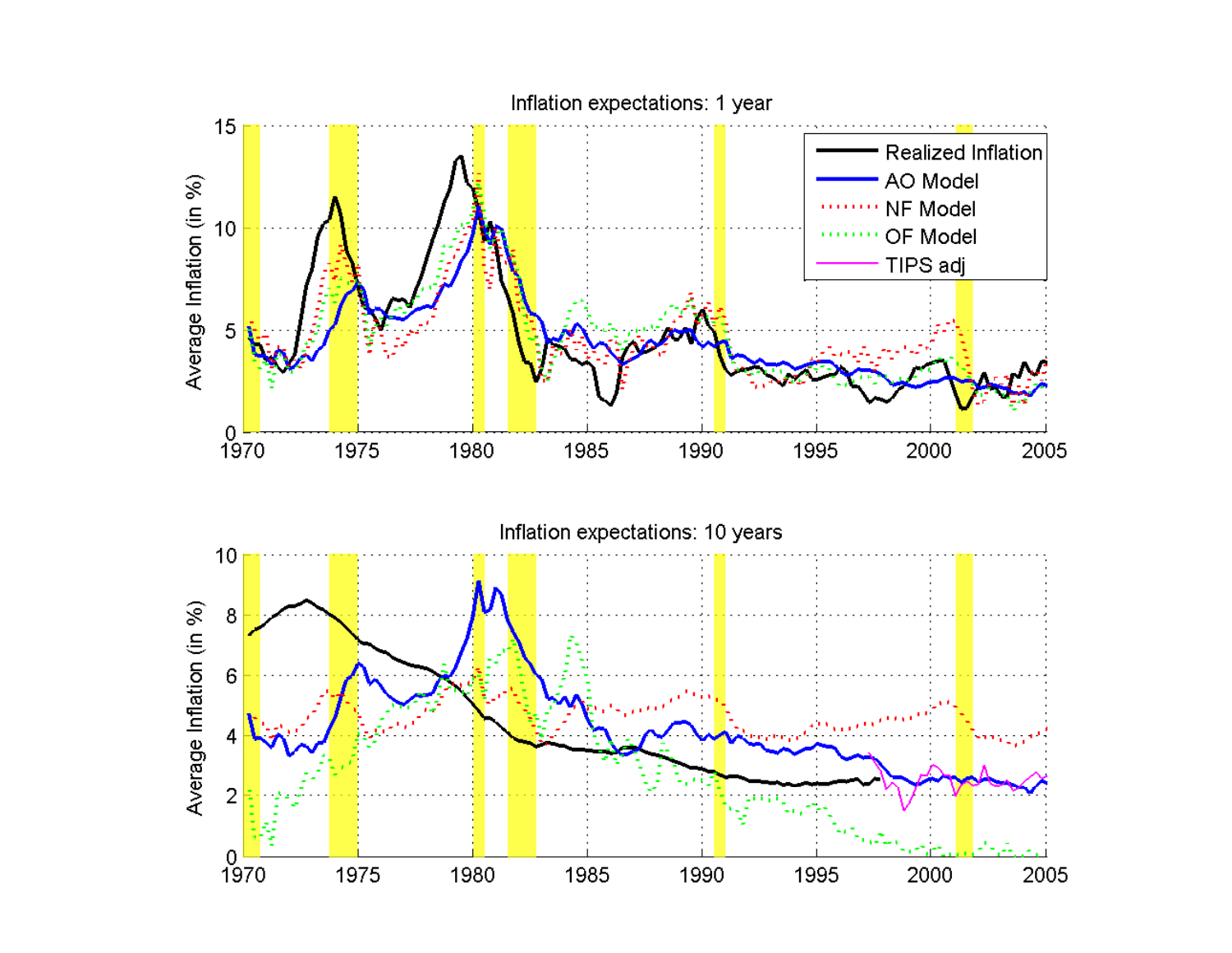Inflation expectations: 1 year

Average Inflation (in %)

15
10
5
0

1970 1975 1980 1985 1990 1995 2000 2005

Realized Inflation
AO Model
NF Model
OF Model
TIPS adj

Inflation expectations: 10 years

Average Inflation (in %)

10
8
6
4
2
0

1970 1975 1980 1985 1990 1995 2000 2005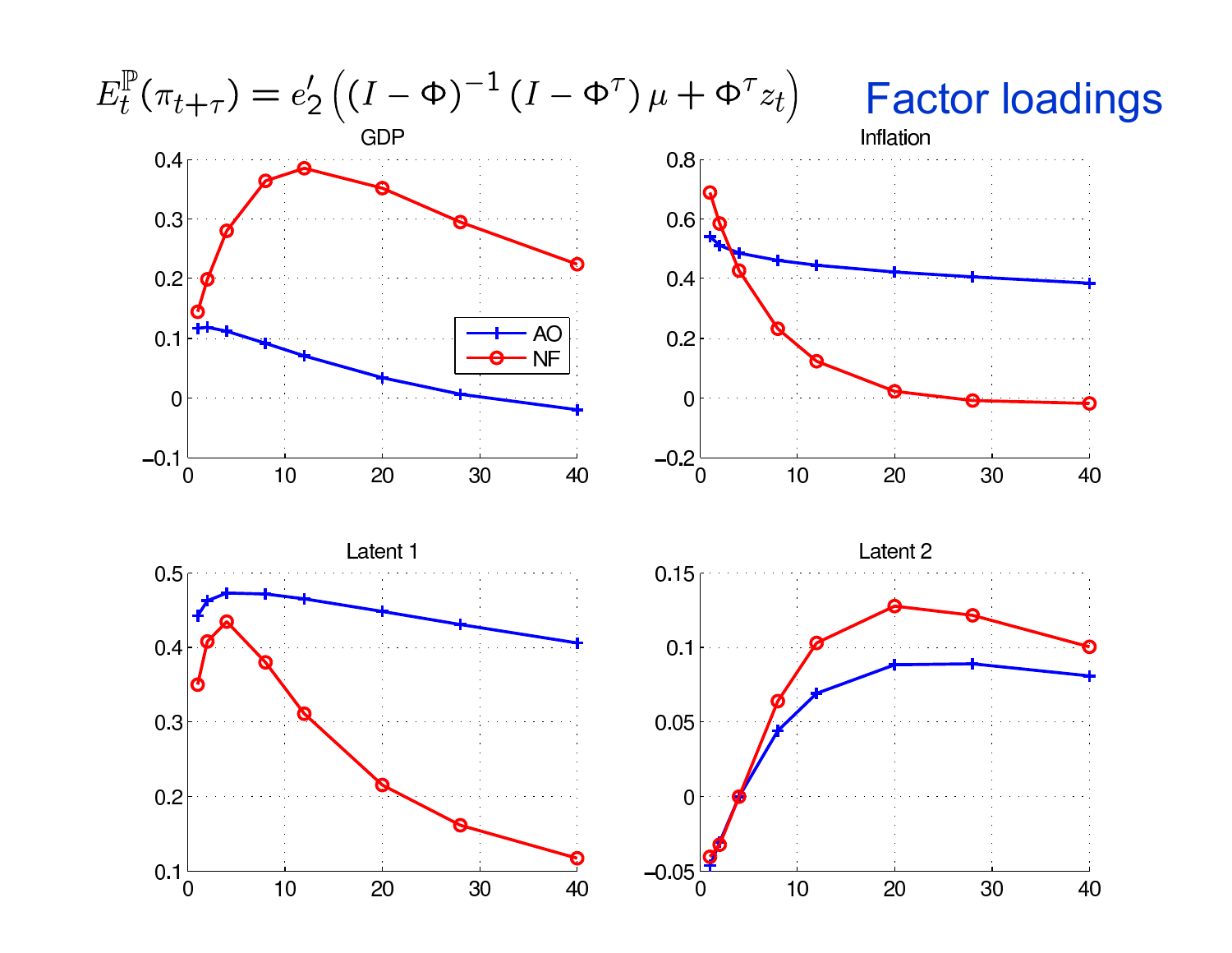$$E_t^{\mathbb{P}}(\pi_{t+\tau}) = e_2' \left( (I - \Phi)^{-1} (I - \Phi^\tau) \mu + \Phi^\tau z_t \right)$$

# Factor loadings

GDP

0.4
0.3
0.2
0.1
0
–0.1
0 10 20 30 40

AO
NF

Inflation

0.8
0.6
0.4
0.2
0
–0.2
0 10 20 30 40

Latent 1

0.5
0.4
0.3
0.2
0.1
0 10 20 30 40

Latent 2

0.15
0.1
0.05
0
–0.05
0 10 20 30 40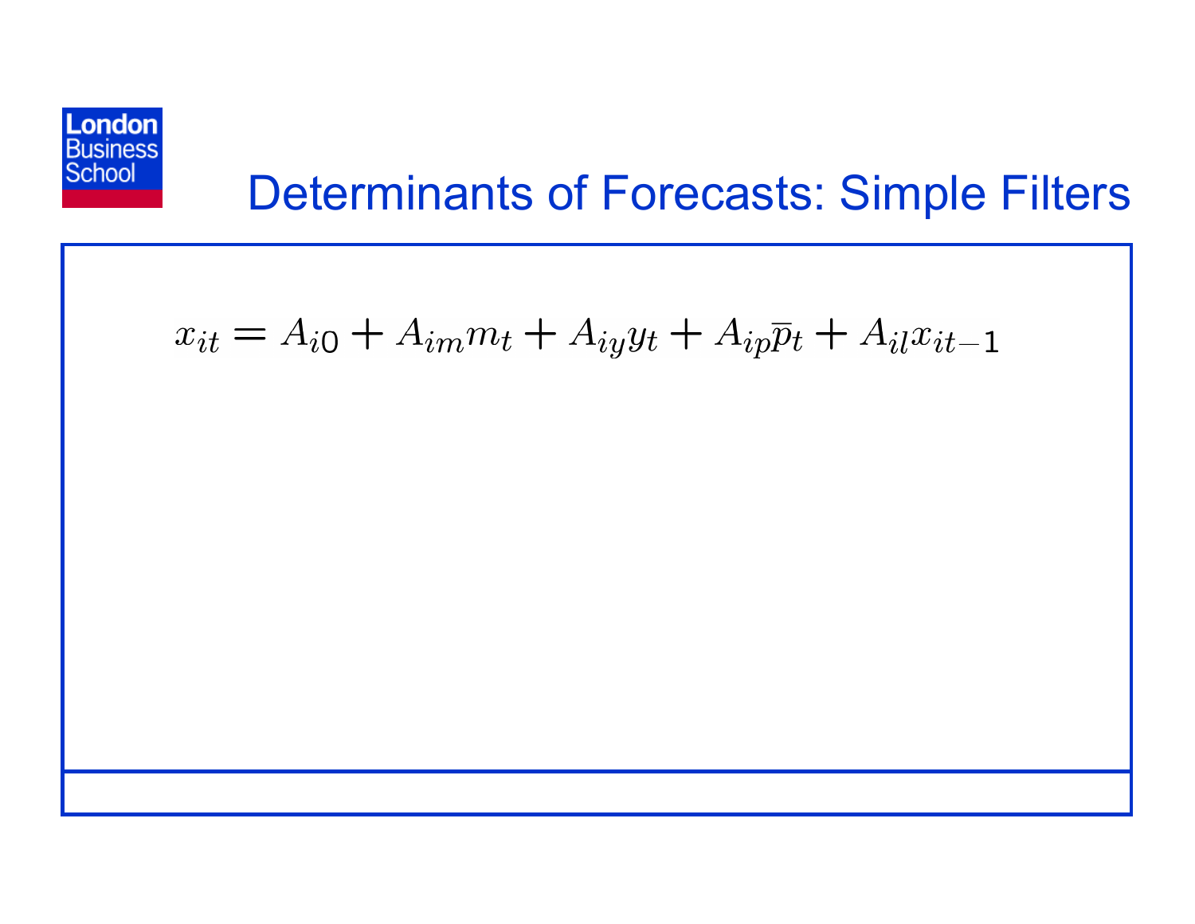# Determinants of Forecasts: Simple Filters

$$x_{it} = A_{i0} + A_{im} m_t + A_{iy} y_t + A_{ip} \bar{p}_t + A_{il} x_{it-1}$$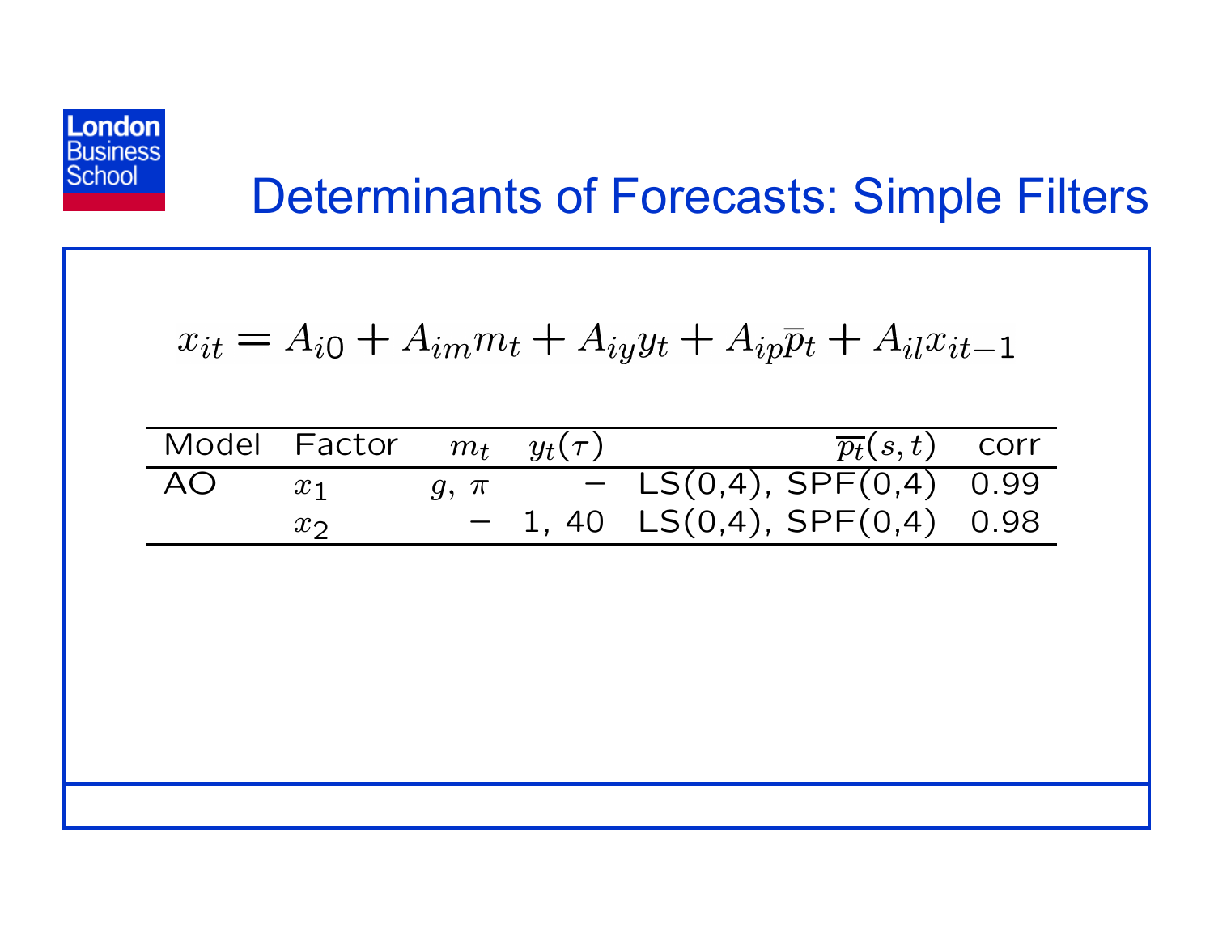# Determinants of Forecasts: Simple Filters

$$x_{it} = A_{i0} + A_{im} m_t + A_{iy} y_t + A_{ip} \bar{p}_t + A_{il} x_{it-1}$$

| Model | Factor | $m_t$ | $y_t(\tau)$ | $\overline{p_t}(s,t)$ | corr |
|---|---|---|---|---|---|
| AO | $x_1$ | $g$, $\pi$ | – | LS(0,4), SPF(0,4) | 0.99 |
| | $x_2$ | – | 1, 40 | LS(0,4), SPF(0,4) | 0.98 |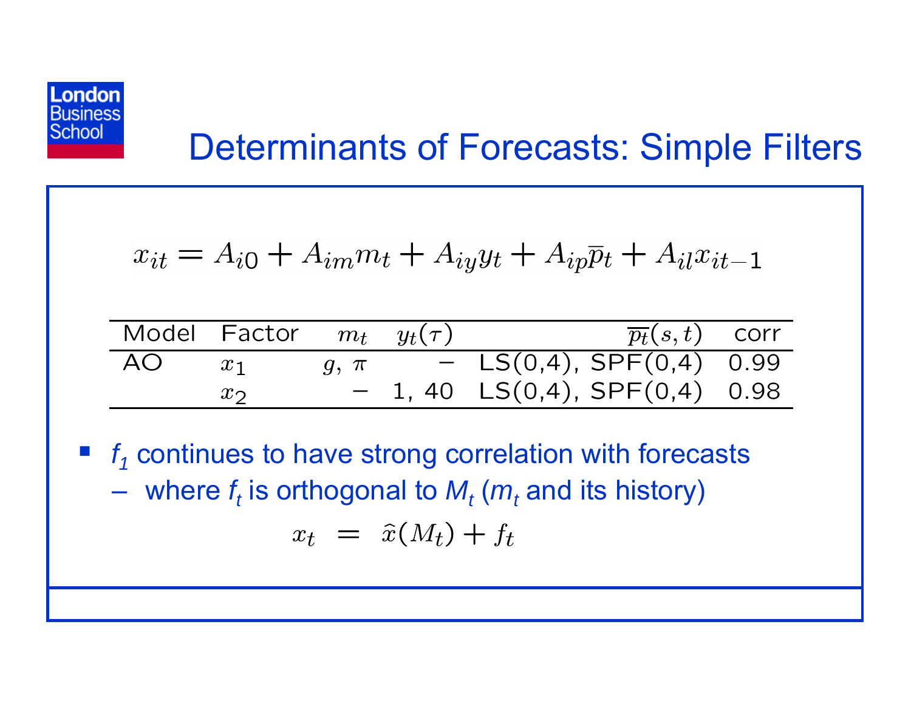# Determinants of Forecasts: Simple Filters

$$x_{it} = A_{i0} + A_{im}m_t + A_{iy}y_t + A_{ip}\bar{p}_t + A_{il}x_{it-1}$$

| Model | Factor | $m_t$ | $y_t(\tau)$ | $\overline{p_t}(s,t)$ | corr |
|---|---|---|---|---|---|
| AO | $x_1$ | $g$, $\pi$ | – | LS(0,4), SPF(0,4) | 0.99 |
| | $x_2$ | – | 1, 40 | LS(0,4), SPF(0,4) | 0.98 |

- $f_1$ continues to have strong correlation with forecasts
  - where $f_t$ is orthogonal to $M_t$ ($m_t$ and its history)

$$x_t = \hat{x}(M_t) + f_t$$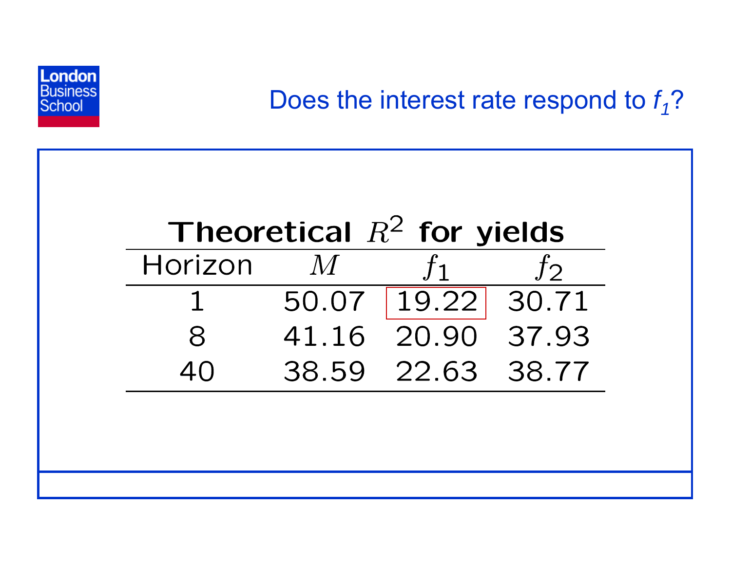# Does the interest rate respond to $f_1$?

**Theoretical $R^2$ for yields**

| Horizon | $M$ | $f_1$ | $f_2$ |
|---|---|---|---|
| 1 | 50.07 | 19.22 | 30.71 |
| 8 | 41.16 | 20.90 | 37.93 |
| 40 | 38.59 | 22.63 | 38.77 |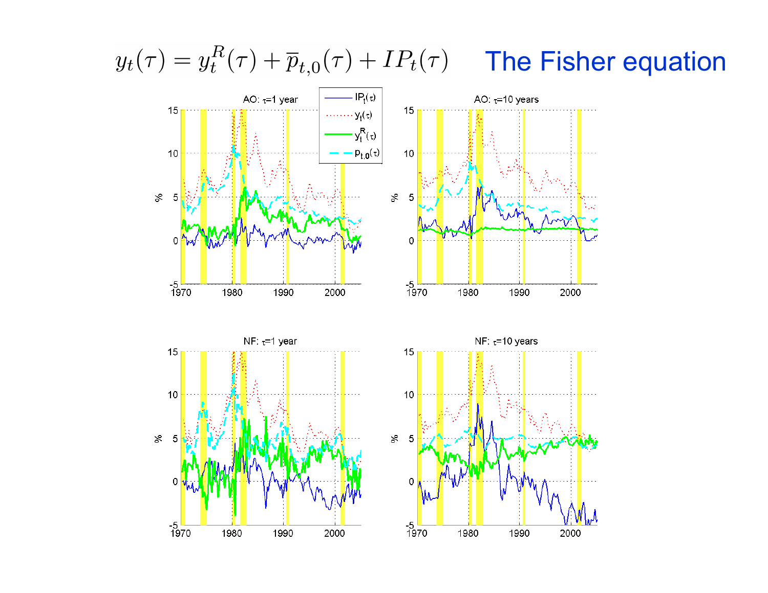$$y_t(\tau) = y_t^R(\tau) + \overline{p}_{t,0}(\tau) + IP_t(\tau)$$

# The Fisher equation

AO: τ=1 year

AO: τ=10 years

NF: τ=1 year

NF: τ=10 years

$IP_t(\tau)$

$y_t(\tau)$

$y_t^R(\tau)$

$p_{t,0}(\tau)$

%

15

10

5

0

-5

1970

1980

1990

2000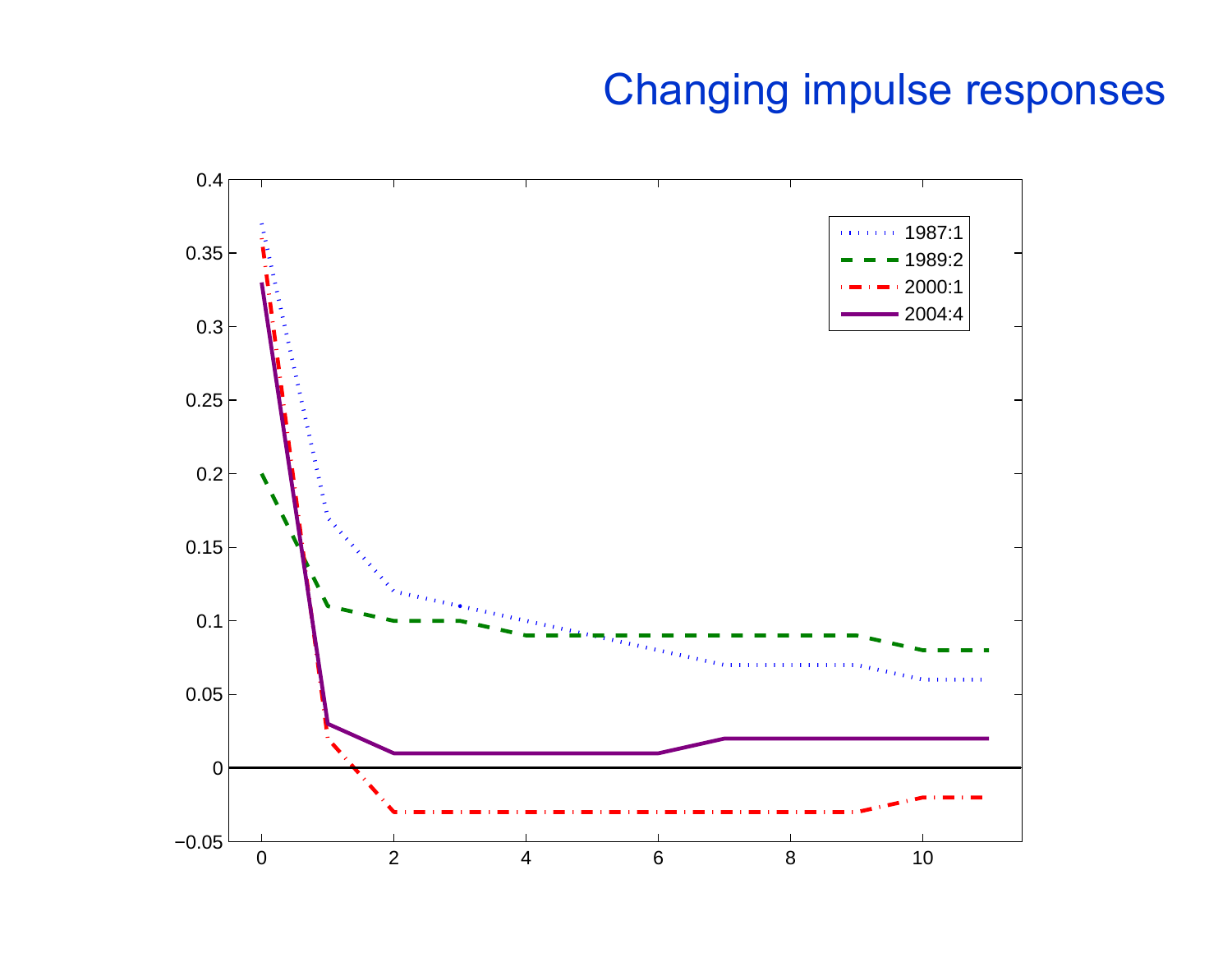# Changing impulse responses

0.4
0.35
0.3
0.25
0.2
0.15
0.1
0.05
0
−0.05

0
2
4
6
8
10

1987:1
1989:2
2000:1
2004:4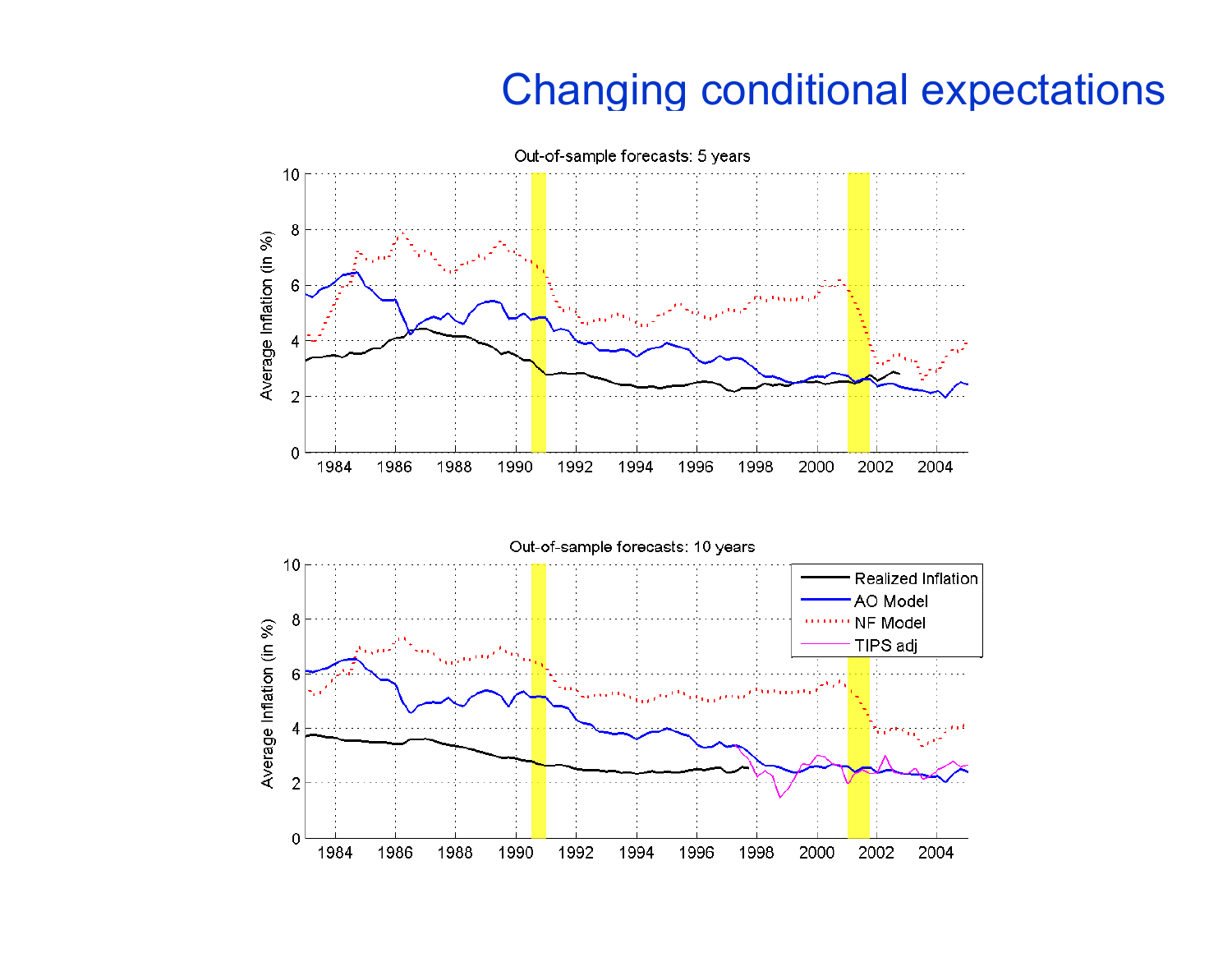# Changing conditional expectations

Out-of-sample forecasts: 5 years

Average Inflation (in %)

10
8
6
4
2
0

1984 1986 1988 1990 1992 1994 1996 1998 2000 2002 2004

Out-of-sample forecasts: 10 years

Average Inflation (in %)

10
8
6
4
2
0

1984 1986 1988 1990 1992 1994 1996 1998 2000 2002 2004

Realized Inflation
AO Model
NF Model
TIPS adj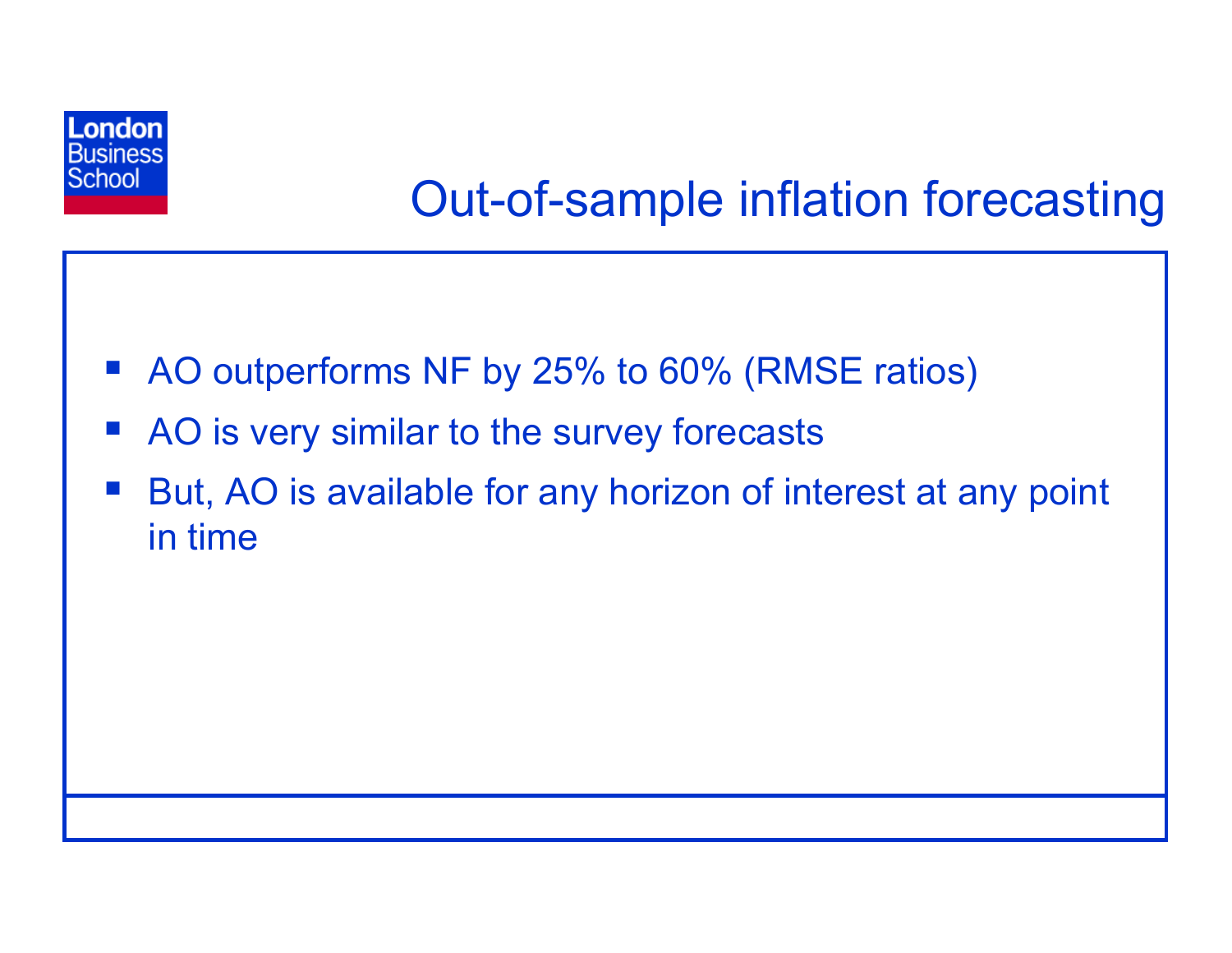# Out-of-sample inflation forecasting

- AO outperforms NF by 25% to 60% (RMSE ratios)
- AO is very similar to the survey forecasts
- But, AO is available for any horizon of interest at any point in time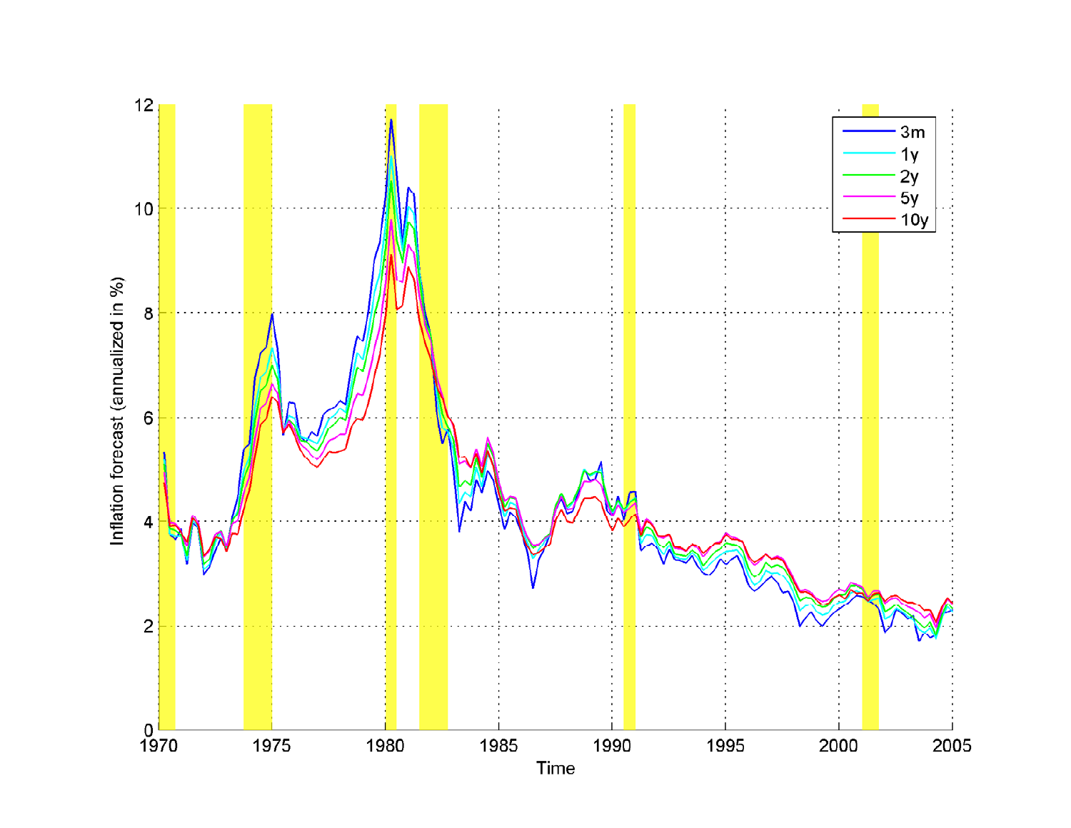12
10
8
6
4
2
0

1970
1975
1980
1985
1990
1995
2000
2005

Time

Inflation forecast (annualized in %)

3m
1y
2y
5y
10y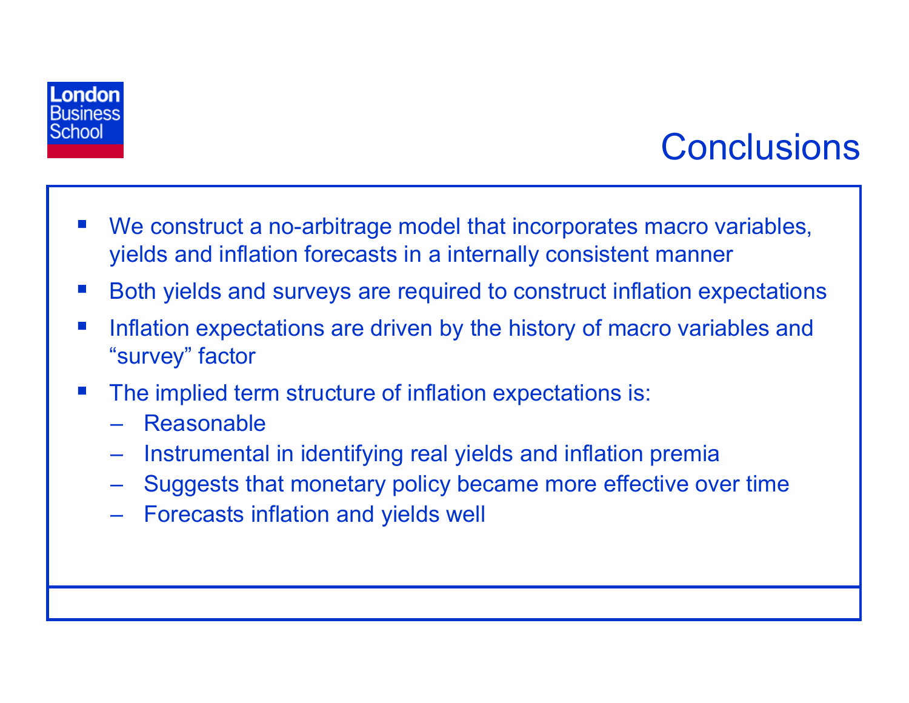London Business School

# Conclusions

- We construct a no-arbitrage model that incorporates macro variables, yields and inflation forecasts in a internally consistent manner
- Both yields and surveys are required to construct inflation expectations
- Inflation expectations are driven by the history of macro variables and "survey" factor
- The implied term structure of inflation expectations is:
  - Reasonable
  - Instrumental in identifying real yields and inflation premia
  - Suggests that monetary policy became more effective over time
  - Forecasts inflation and yields well